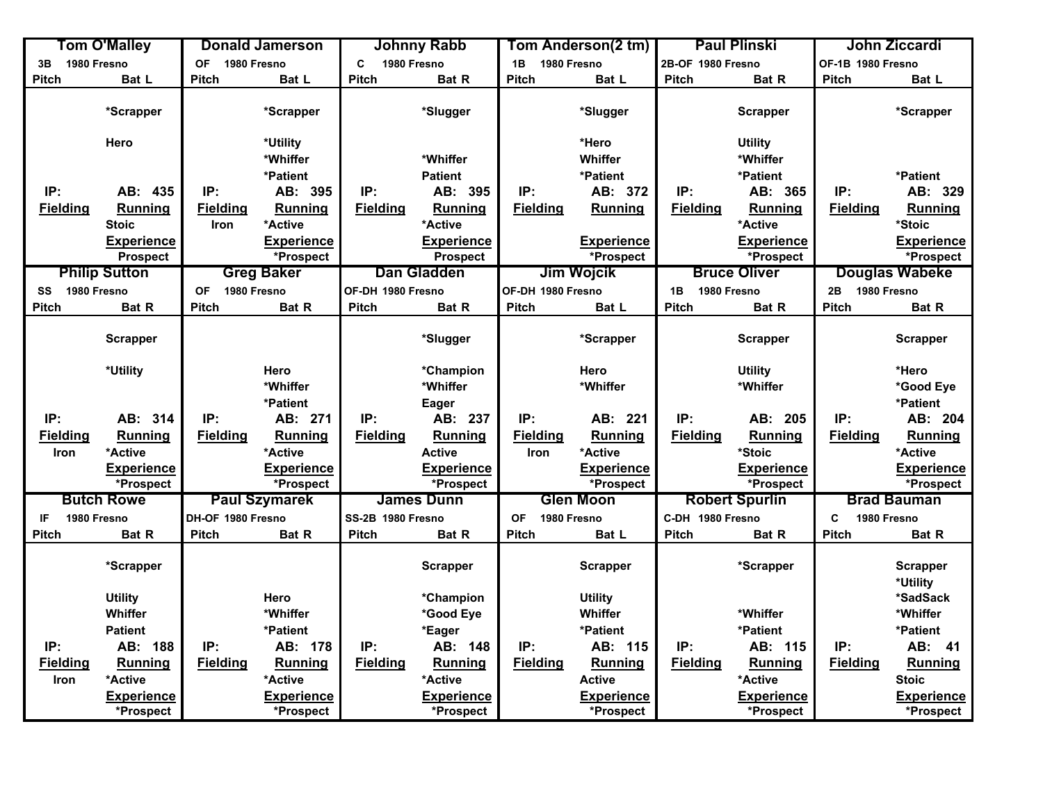| Tom O'Malley | Donald Jamerson | Johnny Rabb | Tom Anderson(2 tm) | Paul Plinski | John Ziccardi |
|---|---|---|---|---|---|
| 3B 1980 Fresno | OF 1980 Fresno | C 1980 Fresno | 1B 1980 Fresno | 2B-OF 1980 Fresno | OF-1B 1980 Fresno |
| Pitch / Bat L | Pitch / Bat L | Pitch / Bat R | Pitch / Bat L | Pitch / Bat R | Pitch / Bat L |
| *Scrapper | *Scrapper | *Slugger | *Slugger | Scrapper | *Scrapper |
| Hero | *Utility | | *Hero | Utility | |
| | *Whiffer | *Whiffer | Whiffer | *Whiffer | |
| | *Patient | Patient | *Patient | *Patient | *Patient |
| IP: / AB: 435 | IP: / AB: 395 | IP: / AB: 395 | IP: / AB: 372 | IP: / AB: 365 | IP: / AB: 329 |
| Fielding / Running | Fielding / Running | Fielding / Running | Fielding / Running | Fielding / Running | Fielding / Running |
| Stoic | Iron / *Active | *Active | | *Active | *Stoic |
| Experience | Experience | Experience | Experience | Experience | Experience |
| Prospect | *Prospect | Prospect | *Prospect | *Prospect | *Prospect |

| Philip Sutton | Greg Baker | Dan Gladden | Jim Wojcik | Bruce Oliver | Douglas Wabeke |
|---|---|---|---|---|---|
| SS 1980 Fresno | OF 1980 Fresno | OF-DH 1980 Fresno | OF-DH 1980 Fresno | 1B 1980 Fresno | 2B 1980 Fresno |
| Pitch / Bat R | Pitch / Bat R | Pitch / Bat R | Pitch / Bat L | Pitch / Bat R | Pitch / Bat R |
| Scrapper | | *Slugger | *Scrapper | Scrapper | Scrapper |
| *Utility | Hero | *Champion | Hero | Utility | *Hero |
| | *Whiffer | *Whiffer | *Whiffer | *Whiffer | *Good Eye |
| | *Patient | Eager | | | *Patient |
| IP: / AB: 314 | IP: / AB: 271 | IP: / AB: 237 | IP: / AB: 221 | IP: / AB: 205 | IP: / AB: 204 |
| Fielding / Running | Fielding / Running | Fielding / Running | Fielding / Running | Fielding / Running | Fielding / Running |
| Iron / *Active | *Active | Active | Iron / *Active | *Stoic | *Active |
| Experience | Experience | Experience | Experience | Experience | Experience |
| *Prospect | *Prospect | Prospect | *Prospect | *Prospect | *Prospect |

| Butch Rowe | Paul Szymarek | James Dunn | Glen Moon | Robert Spurlin | Brad Bauman |
|---|---|---|---|---|---|
| IF 1980 Fresno | DH-OF 1980 Fresno | SS-2B 1980 Fresno | OF 1980 Fresno | C-DH 1980 Fresno | C 1980 Fresno |
| Pitch / Bat R | Pitch / Bat R | Pitch / Bat R | Pitch / Bat L | Pitch / Bat R | Pitch / Bat R |
| *Scrapper | | Scrapper | Scrapper | *Scrapper | Scrapper |
| | | | | | *Utility |
| Utility | Hero | *Champion | Utility | | *SadSack |
| Whiffer | *Whiffer | *Good Eye | Whiffer | *Whiffer | *Whiffer |
| Patient | *Patient | *Eager | *Patient | *Patient | *Patient |
| IP: / AB: 188 | IP: / AB: 178 | IP: / AB: 148 | IP: / AB: 115 | IP: / AB: 115 | IP: / AB: 41 |
| Fielding / Running | Fielding / Running | Fielding / Running | Fielding / Running | Fielding / Running | Fielding / Running |
| Iron / *Active | *Active | *Active | Active | *Active | Stoic |
| Experience | Experience | Experience | Experience | Experience | Experience |
| *Prospect | *Prospect | *Prospect | *Prospect | *Prospect | *Prospect |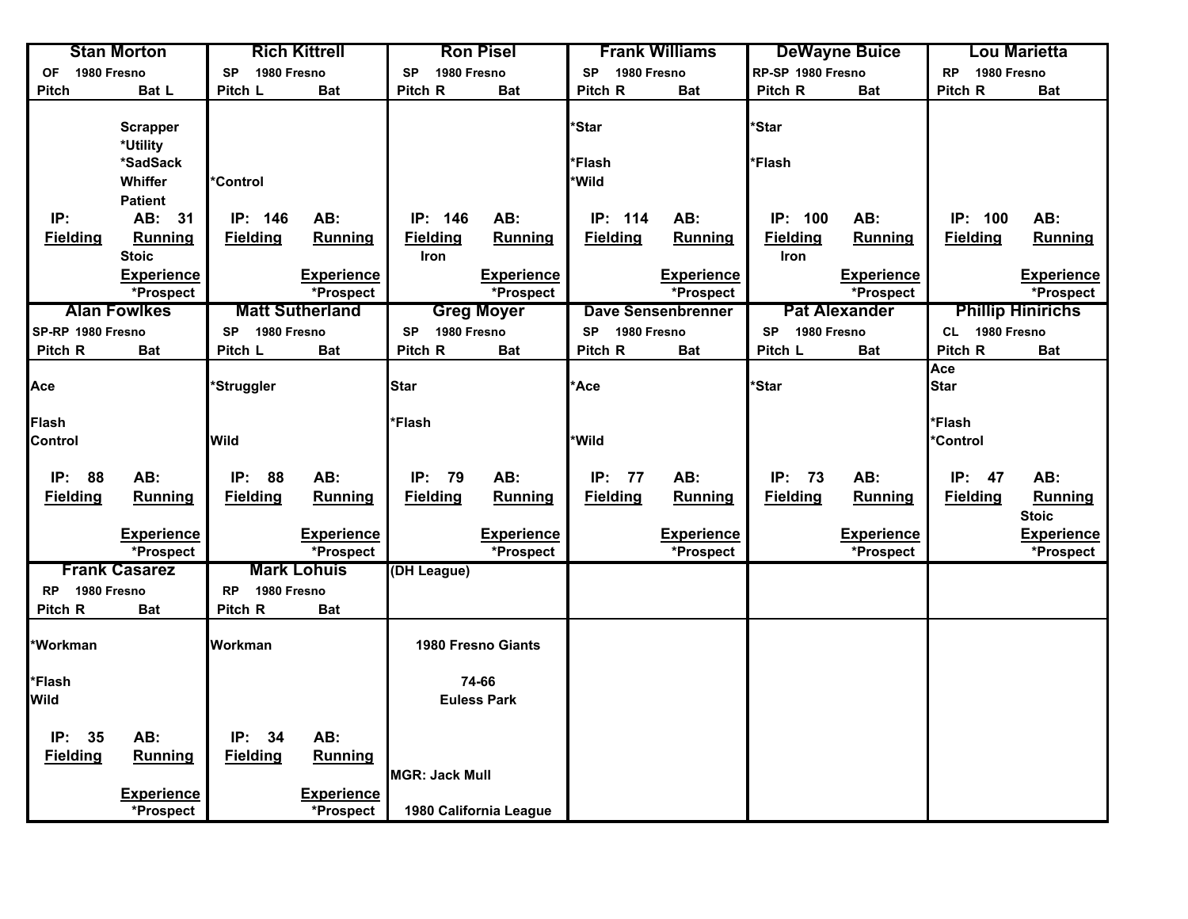| Stan Morton | Rich Kittrell | Ron Pisel | Frank Williams | DeWayne Buice | Lou Marietta |
|---|---|---|---|---|---|
| OF 1980 Fresno | SP 1980 Fresno | SP 1980 Fresno | SP 1980 Fresno | RP-SP 1980 Fresno | RP 1980 Fresno |
| Pitch Bat L | Pitch L Bat | Pitch R Bat | Pitch R Bat | Pitch R Bat | Pitch R Bat |
| Scrapper *Utility *SadSack Whiffer Patient | *Control | | *Star *Flash *Wild | *Star *Flash | |
| IP: AB: 31 | IP: 146 AB: | IP: 146 AB: | IP: 114 AB: | IP: 100 AB: | IP: 100 AB: |
| Fielding Running Stoic | Fielding Running | Fielding Running Iron | Fielding Running | Fielding Running Iron | Fielding Running |
| Experience *Prospect | Experience *Prospect | Experience *Prospect | Experience *Prospect | Experience *Prospect | Experience *Prospect |

| Alan Fowlkes | Matt Sutherland | Greg Moyer | Dave Sensenbrenner | Pat Alexander | Phillip Hinirichs |
|---|---|---|---|---|---|
| SP-RP 1980 Fresno | SP 1980 Fresno | SP 1980 Fresno | SP 1980 Fresno | SP 1980 Fresno | CL 1980 Fresno |
| Pitch R Bat | Pitch L Bat | Pitch R Bat | Pitch R Bat | Pitch L Bat | Pitch R Bat |
| Ace Flash Control | *Struggler Wild | Star *Flash | *Ace *Wild | *Star | Ace Star *Flash *Control |
| IP: 88 AB: | IP: 88 AB: | IP: 79 AB: | IP: 77 AB: | IP: 73 AB: | IP: 47 AB: |
| Fielding Running | Fielding Running | Fielding Running | Fielding Running | Fielding Running | Fielding Running Stoic |
| Experience *Prospect | Experience *Prospect | Experience *Prospect | Experience *Prospect | Experience *Prospect | Experience *Prospect |

| Frank Casarez | Mark Lohuis | (DH League) | | | |
|---|---|---|---|---|---|
| RP 1980 Fresno | RP 1980 Fresno | 1980 Fresno Giants | | | |
| Pitch R Bat | Pitch R Bat | 74-66 | | | |
| *Workman *Flash Wild | Workman | Euless Park | | | |
| IP: 35 AB: | IP: 34 AB: | | | | |
| Fielding Running | Fielding Running | MGR: Jack Mull | | | |
| Experience *Prospect | Experience *Prospect | 1980 California League | | | |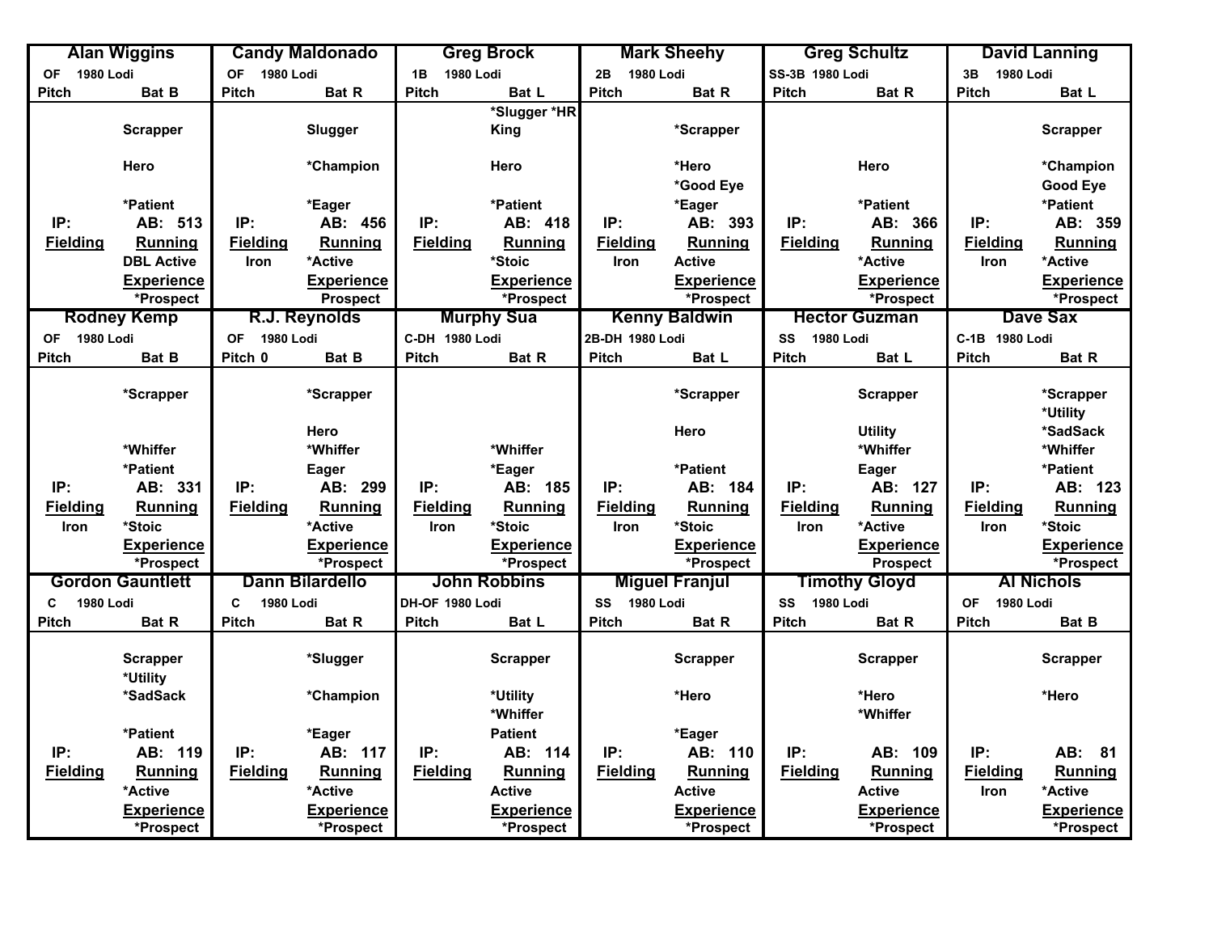| Alan Wiggins | | Candy Maldonado | | Greg Brock | | Mark Sheehy | | Greg Schultz | | David Lanning | |
|---|---|---|---|---|---|---|---|---|---|---|---|
| OF 1980 Lodi | | OF 1980 Lodi | | 1B 1980 Lodi | | 2B 1980 Lodi | | SS-3B 1980 Lodi | | 3B 1980 Lodi | |
| Pitch | Bat B | Pitch | Bat R | Pitch | Bat L | Pitch | Bat R | Pitch | Bat R | Pitch | Bat L |
| | | | | | *Slugger *HR King | | | | | | |
| | Scrapper | | Slugger | | | | *Scrapper | | | | Scrapper |
| | Hero | | *Champion | | Hero | | *Hero | | Hero | | *Champion |
| | | | | | | | *Good Eye | | | | Good Eye |
| | *Patient | | *Eager | | *Patient | | *Eager | | *Patient | | *Patient |
| IP: | AB: 513 | IP: | AB: 456 | IP: | AB: 418 | IP: | AB: 393 | IP: | AB: 366 | IP: | AB: 359 |
| Fielding | Running | Fielding | Running | Fielding | Running | Fielding | Running | Fielding | Running | Fielding | Running |
| | DBL Active | Iron | *Active | | *Stoic | Iron | Active | | *Active | Iron | *Active |
| | Experience | | Experience | | Experience | | Experience | | Experience | | Experience |
| | *Prospect | | Prospect | | *Prospect | | *Prospect | | *Prospect | | *Prospect |

| Rodney Kemp | | R.J. Reynolds | | Murphy Sua | | Kenny Baldwin | | Hector Guzman | | Dave Sax | |
|---|---|---|---|---|---|---|---|---|---|---|---|
| OF 1980 Lodi | | OF 1980 Lodi | | C-DH 1980 Lodi | | 2B-DH 1980 Lodi | | SS 1980 Lodi | | C-1B 1980 Lodi | |
| Pitch | Bat B | Pitch 0 | Bat B | Pitch | Bat R | Pitch | Bat L | Pitch | Bat L | Pitch | Bat R |
| | *Scrapper | | *Scrapper | | | | *Scrapper | | Scrapper | | *Scrapper |
| | | | | | | | | | | | *Utility |
| | | | Hero | | | | Hero | | Utility | | *SadSack |
| | *Whiffer | | *Whiffer | | *Whiffer | | | | *Whiffer | | *Whiffer |
| | *Patient | | Eager | | *Eager | | *Patient | | Eager | | *Patient |
| IP: | AB: 331 | IP: | AB: 299 | IP: | AB: 185 | IP: | AB: 184 | IP: | AB: 127 | IP: | AB: 123 |
| Fielding | Running | Fielding | Running | Fielding | Running | Fielding | Running | Fielding | Running | Fielding | Running |
| Iron | *Stoic | | *Active | Iron | *Stoic | Iron | *Stoic | Iron | *Active | Iron | *Stoic |
| | Experience | | Experience | | Experience | | Experience | | Experience | | Experience |
| | *Prospect | | *Prospect | | *Prospect | | *Prospect | | Prospect | | *Prospect |

| Gordon Gauntlett | | Dann Bilardello | | John Robbins | | Miguel Franjul | | Timothy Gloyd | | Al Nichols | |
|---|---|---|---|---|---|---|---|---|---|---|---|
| C 1980 Lodi | | C 1980 Lodi | | DH-OF 1980 Lodi | | SS 1980 Lodi | | SS 1980 Lodi | | OF 1980 Lodi | |
| Pitch | Bat R | Pitch | Bat R | Pitch | Bat L | Pitch | Bat R | Pitch | Bat R | Pitch | Bat B |
| | Scrapper | | *Slugger | | Scrapper | | Scrapper | | Scrapper | | Scrapper |
| | *Utility | | | | | | | | | | |
| | *SadSack | | *Champion | | *Utility | | *Hero | | *Hero | | *Hero |
| | | | | | *Whiffer | | | | *Whiffer | | |
| | *Patient | | *Eager | | Patient | | *Eager | | | | |
| IP: | AB: 119 | IP: | AB: 117 | IP: | AB: 114 | IP: | AB: 110 | IP: | AB: 109 | IP: | AB: 81 |
| Fielding | Running | Fielding | Running | Fielding | Running | Fielding | Running | Fielding | Running | Fielding | Running |
| | *Active | | *Active | | Active | | Active | | Active | Iron | *Active |
| | Experience | | Experience | | Experience | | Experience | | Experience | | Experience |
| | *Prospect | | *Prospect | | *Prospect | | *Prospect | | *Prospect | | *Prospect |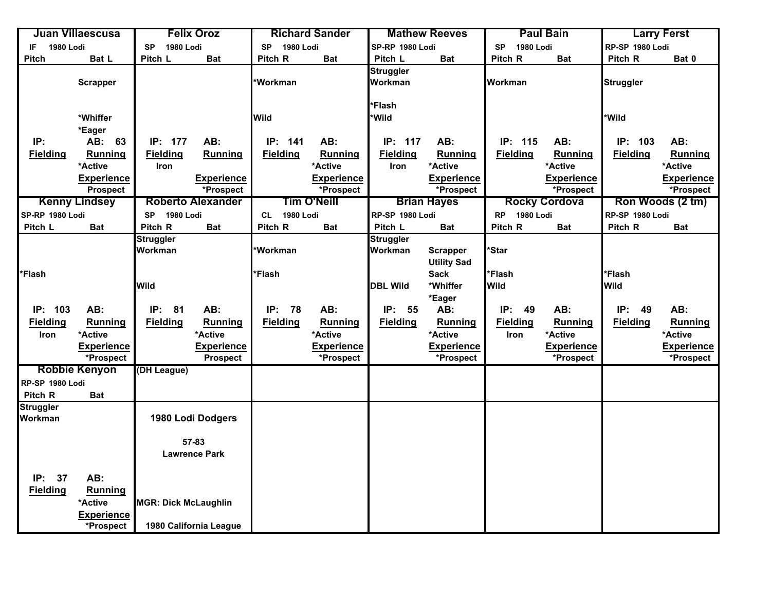| Juan Villaescusa | Felix Oroz | Richard Sander | Mathew Reeves | Paul Bain | Larry Ferst |
|---|---|---|---|---|---|
| IF 1980 Lodi | SP 1980 Lodi | SP 1980 Lodi | SP-RP 1980 Lodi | SP 1980 Lodi | RP-SP 1980 Lodi |
| Pitch / Bat L | Pitch L / Bat | Pitch R / Bat | Pitch L / Bat | Pitch R / Bat | Pitch R / Bat 0 |
| Scrapper<br>*Whiffer<br>*Eager | | *Workman<br>Wild | Struggler<br>Workman<br>*Flash<br>*Wild | Workman | Struggler<br>*Wild |
| IP: / AB: 63 | IP: 177 / AB: | IP: 141 / AB: | IP: 117 / AB: | IP: 115 / AB: | IP: 103 / AB: |
| Fielding / Running<br>*Active<br>Experience<br>Prospect | Fielding / Running<br>Iron<br>Experience | Fielding / Running<br>*Active<br>Experience<br>*Prospect | Fielding / Running<br>Iron / *Active<br>Experience<br>*Prospect | Fielding / Running<br>*Active<br>Experience<br>*Prospect | Fielding / Running<br>*Active<br>Experience<br>*Prospect |

| Kenny Lindsey | Roberto Alexander | Tim O'Neill | Brian Hayes | Rocky Cordova | Ron Woods (2 tm) |
|---|---|---|---|---|---|
| SP-RP 1980 Lodi | SP 1980 Lodi | CL 1980 Lodi | RP-SP 1980 Lodi | RP 1980 Lodi | RP-SP 1980 Lodi |
| Pitch L / Bat | Pitch R / Bat | Pitch R / Bat | Pitch L / Bat | Pitch R / Bat | Pitch R / Bat |
| *Flash | Struggler<br>Workman<br>Wild | *Workman<br>*Flash | Struggler<br>Workman / Scrapper<br>Utility Sad<br>Sack<br>DBL Wild / *Whiffer<br>*Eager | *Star<br>*Flash<br>Wild | *Flash<br>Wild |
| IP: 103 / AB: | IP: 81 / AB: | IP: 78 / AB: | IP: 55 / AB: | IP: 49 / AB: | IP: 49 / AB: |
| Fielding / Running<br>Iron / *Active<br>Experience<br>*Prospect | Fielding / Running<br>*Active<br>Experience<br>Prospect | Fielding / Running<br>*Active<br>Experience<br>*Prospect | Fielding / Running<br>*Active<br>Experience<br>*Prospect | Fielding / Running<br>Iron / *Active<br>Experience<br>*Prospect | Fielding / Running<br>*Active<br>Experience<br>*Prospect |

| Robbie Kenyon | (DH League) |
|---|---|
| RP-SP 1980 Lodi | |
| Pitch R / Bat | |
| Struggler<br>Workman | 1980 Lodi Dodgers<br>57-83<br>Lawrence Park |
| IP: 37 / AB: | |
| Fielding / Running<br>*Active<br>Experience<br>*Prospect | MGR: Dick McLaughlin<br>1980 California League |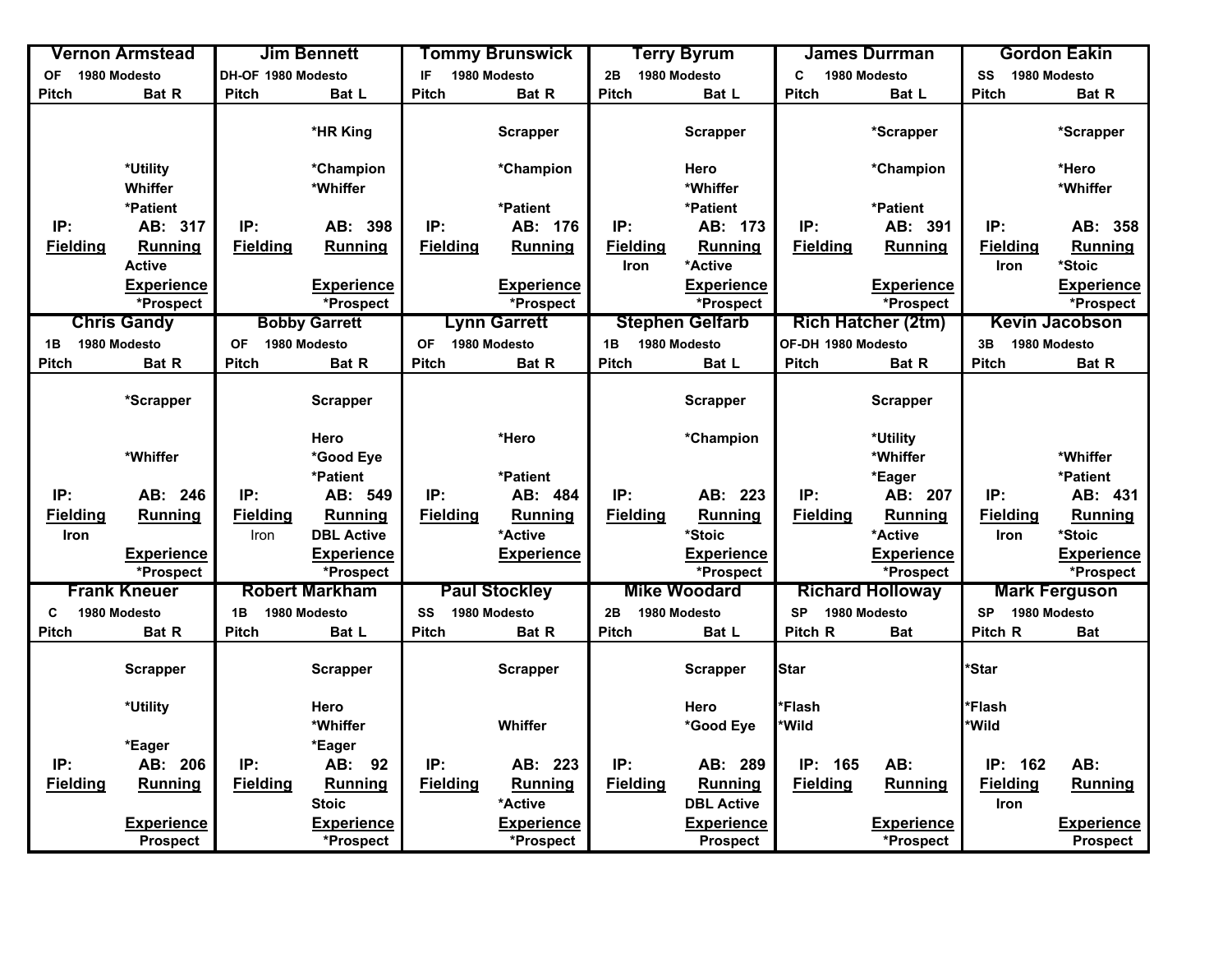| Vernon Armstead | |
|---|---|
| OF 1980 Modesto | |
| Pitch | Bat R |
| | |
| | *Utility |
| | Whiffer |
| | *Patient |
| IP: | AB: 317 |
| Fielding | Running |
| | Active |
| | Experience |
| | *Prospect |

| Jim Bennett | |
|---|---|
| DH-OF 1980 Modesto | |
| Pitch | Bat L |
| | *HR King |
| | *Champion |
| | *Whiffer |
| | |
| IP: | AB: 398 |
| Fielding | Running |
| | |
| | Experience |
| | *Prospect |

| Tommy Brunswick | |
|---|---|
| IF 1980 Modesto | |
| Pitch | Bat R |
| | Scrapper |
| | *Champion |
| | |
| | *Patient |
| IP: | AB: 176 |
| Fielding | Running |
| | |
| | Experience |
| | *Prospect |

| Terry Byrum | |
|---|---|
| 2B 1980 Modesto | |
| Pitch | Bat L |
| | Scrapper |
| | Hero |
| | *Whiffer |
| | *Patient |
| IP: | AB: 173 |
| Fielding | Running |
| Iron | *Active |
| | Experience |
| | *Prospect |

| James Durrman | |
|---|---|
| C 1980 Modesto | |
| Pitch | Bat L |
| | *Scrapper |
| | *Champion |
| | |
| | *Patient |
| IP: | AB: 391 |
| Fielding | Running |
| | |
| | Experience |
| | *Prospect |

| Gordon Eakin | |
|---|---|
| SS 1980 Modesto | |
| Pitch | Bat R |
| | *Scrapper |
| | *Hero |
| | *Whiffer |
| | |
| IP: | AB: 358 |
| Fielding | Running |
| Iron | *Stoic |
| | Experience |
| | *Prospect |

| Chris Gandy | |
|---|---|
| 1B 1980 Modesto | |
| Pitch | Bat R |
| | *Scrapper |
| | |
| | *Whiffer |
| | |
| IP: | AB: 246 |
| Fielding | Running |
| Iron | |
| | Experience |
| | *Prospect |

| Bobby Garrett | |
|---|---|
| OF 1980 Modesto | |
| Pitch | Bat R |
| | Scrapper |
| | Hero |
| | *Good Eye |
| | *Patient |
| IP: | AB: 549 |
| Fielding | Running |
| Iron | DBL Active |
| | Experience |
| | *Prospect |

| Lynn Garrett | |
|---|---|
| OF 1980 Modesto | |
| Pitch | Bat R |
| | |
| | *Hero |
| | |
| | *Patient |
| IP: | AB: 484 |
| Fielding | Running |
| | *Active |
| | Experience |
| | |

| Stephen Gelfarb | |
|---|---|
| 1B 1980 Modesto | |
| Pitch | Bat L |
| | Scrapper |
| | *Champion |
| | |
| | |
| IP: | AB: 223 |
| Fielding | Running |
| | *Stoic |
| | Experience |
| | *Prospect |

| Rich Hatcher (2tm) | |
|---|---|
| OF-DH 1980 Modesto | |
| Pitch | Bat R |
| | Scrapper |
| | *Utility |
| | *Whiffer |
| | *Eager |
| IP: | AB: 207 |
| Fielding | Running |
| | *Active |
| | Experience |
| | *Prospect |

| Kevin Jacobson | |
|---|---|
| 3B 1980 Modesto | |
| Pitch | Bat R |
| | |
| | |
| | *Whiffer |
| | *Patient |
| IP: | AB: 431 |
| Fielding | Running |
| Iron | *Stoic |
| | Experience |
| | *Prospect |

| Frank Kneuer | |
|---|---|
| C 1980 Modesto | |
| Pitch | Bat R |
| | Scrapper |
| | *Utility |
| | |
| | *Eager |
| IP: | AB: 206 |
| Fielding | Running |
| | |
| | Experience |
| | Prospect |

| Robert Markham | |
|---|---|
| 1B 1980 Modesto | |
| Pitch | Bat L |
| | Scrapper |
| | Hero |
| | *Whiffer |
| | *Eager |
| IP: | AB: 92 |
| Fielding | Running |
| | Stoic |
| | Experience |
| | *Prospect |

| Paul Stockley | |
|---|---|
| SS 1980 Modesto | |
| Pitch | Bat R |
| | Scrapper |
| | |
| | Whiffer |
| | |
| IP: | AB: 223 |
| Fielding | Running |
| | *Active |
| | Experience |
| | *Prospect |

| Mike Woodard | |
|---|---|
| 2B 1980 Modesto | |
| Pitch | Bat L |
| | Scrapper |
| | Hero |
| | *Good Eye |
| | |
| IP: | AB: 289 |
| Fielding | Running |
| | DBL Active |
| | Experience |
| | Prospect |

| Richard Holloway | |
|---|---|
| SP 1980 Modesto | |
| Pitch R | Bat |
| Star | |
| *Flash | |
| *Wild | |
| | |
| IP: 165 | AB: |
| Fielding | Running |
| | |
| | Experience |
| | *Prospect |

| Mark Ferguson | |
|---|---|
| SP 1980 Modesto | |
| Pitch R | Bat |
| *Star | |
| *Flash | |
| *Wild | |
| | |
| IP: 162 | AB: |
| Fielding | Running |
| Iron | |
| | Experience |
| | Prospect |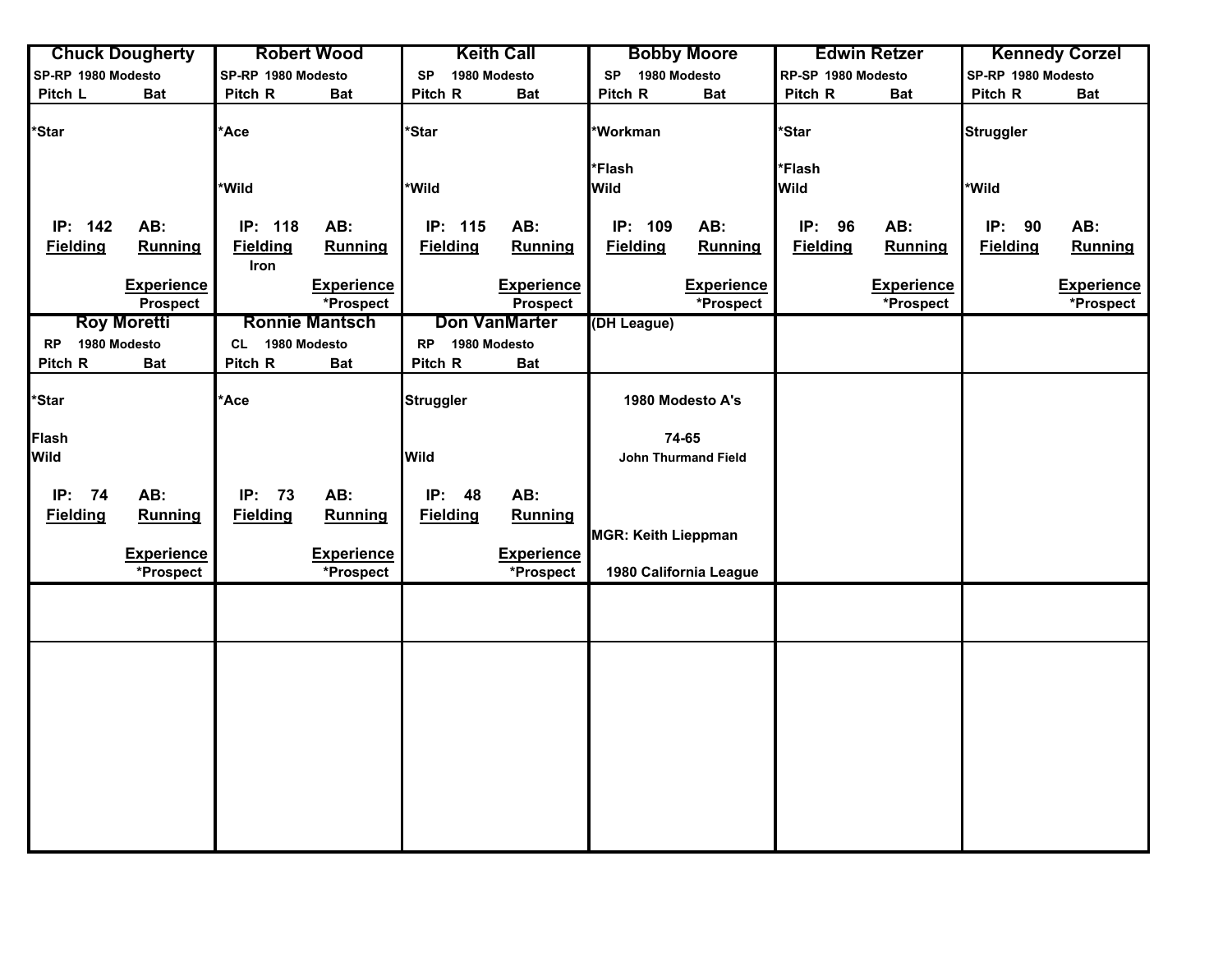| Chuck Dougherty | Robert Wood | Keith Call | Bobby Moore | Edwin Retzer | Kennedy Corzel |
|---|---|---|---|---|---|
| SP-RP 1980 Modesto | SP-RP 1980 Modesto | SP 1980 Modesto | SP 1980 Modesto | RP-SP 1980 Modesto | SP-RP 1980 Modesto |
| Pitch L Bat | Pitch R Bat | Pitch R Bat | Pitch R Bat | Pitch R Bat | Pitch R Bat |
| *Star | *Ace | *Star | *Workman | *Star | Struggler |
| | | | *Flash | *Flash | |
| | *Wild | *Wild | Wild | Wild | *Wild |
| IP: 142 AB: | IP: 118 AB: | IP: 115 AB: | IP: 109 AB: | IP: 96 AB: | IP: 90 AB: |
| Fielding Running | Fielding Running | Fielding Running | Fielding Running | Fielding Running | Fielding Running |
| | Iron | | | | |
| Experience | Experience | Experience | Experience | Experience | Experience |
| Prospect | *Prospect | Prospect | *Prospect | *Prospect | *Prospect |

| Roy Moretti | Ronnie Mantsch | Don VanMarter | (DH League) | | |
|---|---|---|---|---|---|
| RP 1980 Modesto | CL 1980 Modesto | RP 1980 Modesto | | | |
| Pitch R Bat | Pitch R Bat | Pitch R Bat | | | |
| *Star | *Ace | Struggler | 1980 Modesto A's | | |
| Flash | | | 74-65 | | |
| Wild | | Wild | John Thurmand Field | | |
| IP: 74 AB: | IP: 73 AB: | IP: 48 AB: | | | |
| Fielding Running | Fielding Running | Fielding Running | MGR: Keith Lieppman | | |
| Experience | Experience | Experience | | | |
| *Prospect | *Prospect | *Prospect | 1980 California League | | |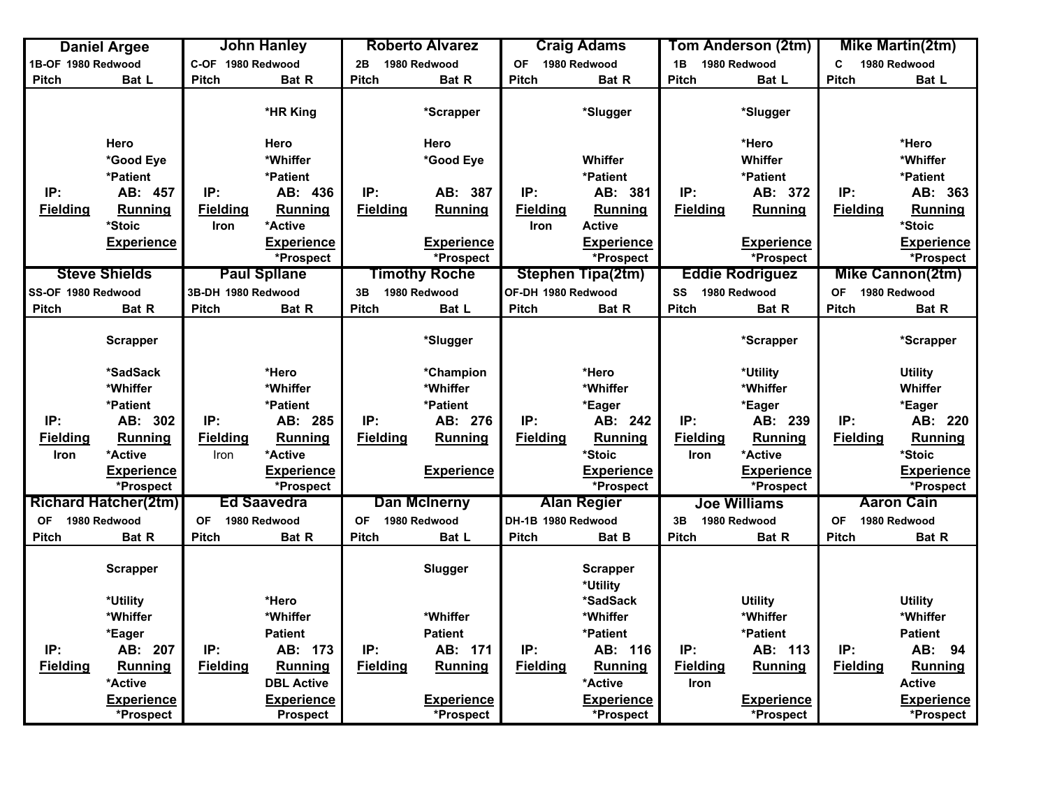| Daniel Argee | John Hanley | Roberto Alvarez | Craig Adams | Tom Anderson (2tm) | Mike Martin(2tm) |
|---|---|---|---|---|---|
| 1B-OF 1980 Redwood | C-OF 1980 Redwood | 2B 1980 Redwood | OF 1980 Redwood | 1B 1980 Redwood | C 1980 Redwood |
| Pitch / Bat L | Pitch / Bat R | Pitch / Bat R | Pitch / Bat R | Pitch / Bat L | Pitch / Bat L |
| Hero<br>*Good Eye<br>*Patient | *HR King<br>Hero<br>*Whiffer<br>*Patient | *Scrapper<br>Hero<br>*Good Eye | *Slugger<br>Whiffer<br>*Patient | *Slugger<br>*Hero<br>Whiffer<br>*Patient | *Hero<br>*Whiffer<br>*Patient |
| IP: | IP: | IP: | IP: | IP: | IP: |
| AB: 457 | AB: 436 | AB: 387 | AB: 381 | AB: 372 | AB: 363 |
| Fielding | Fielding: Iron | Fielding | Fielding: Iron | Fielding | Fielding |
| Running: *Stoic | Running: *Active | Running | Running: Active | Running | Running: *Stoic |
| Experience | Experience | Experience | Experience | Experience | Experience |
| | *Prospect | *Prospect | *Prospect | *Prospect | *Prospect |

| Steve Shields | Paul Spllane | Timothy Roche | Stephen Tipa(2tm) | Eddie Rodriguez | Mike Cannon(2tm) |
|---|---|---|---|---|---|
| SS-OF 1980 Redwood | 3B-DH 1980 Redwood | 3B 1980 Redwood | OF-DH 1980 Redwood | SS 1980 Redwood | OF 1980 Redwood |
| Pitch / Bat R | Pitch / Bat R | Pitch / Bat L | Pitch / Bat R | Pitch / Bat R | Pitch / Bat R |
| Scrapper<br>*SadSack<br>*Whiffer<br>*Patient | *Hero<br>*Whiffer<br>*Patient | *Slugger<br>*Champion<br>*Whiffer<br>*Patient | *Hero<br>*Whiffer<br>*Eager | *Scrapper<br>*Utility<br>*Whiffer<br>*Eager | *Scrapper<br>Utility<br>Whiffer<br>*Eager |
| IP: | IP: | IP: | IP: | IP: | IP: |
| AB: 302 | AB: 285 | AB: 276 | AB: 242 | AB: 239 | AB: 220 |
| Fielding: Iron | Fielding: Iron | Fielding | Fielding | Fielding: Iron | Fielding |
| Running: *Active | Running: *Active | Running | Running: *Stoic | Running: *Active | Running: *Stoic |
| Experience | Experience | Experience | Experience | Experience | Experience |
| *Prospect | *Prospect | | *Prospect | *Prospect | *Prospect |

| Richard Hatcher(2tm) | Ed Saavedra | Dan McInerny | Alan Regier | Joe Williams | Aaron Cain |
|---|---|---|---|---|---|
| OF 1980 Redwood | OF 1980 Redwood | OF 1980 Redwood | DH-1B 1980 Redwood | 3B 1980 Redwood | OF 1980 Redwood |
| Pitch / Bat R | Pitch / Bat R | Pitch / Bat L | Pitch / Bat B | Pitch / Bat R | Pitch / Bat R |
| Scrapper<br>*Utility<br>*Whiffer<br>*Eager | *Hero<br>*Whiffer<br>Patient | Slugger<br>*Whiffer<br>Patient | Scrapper<br>*Utility<br>*SadSack<br>*Whiffer<br>*Patient | Utility<br>*Whiffer<br>*Patient | Utility<br>*Whiffer<br>Patient |
| IP: | IP: | IP: | IP: | IP: | IP: |
| AB: 207 | AB: 173 | AB: 171 | AB: 116 | AB: 113 | AB: 94 |
| Fielding | Fielding | Fielding | Fielding | Fielding: Iron | Fielding |
| Running: *Active | Running: DBL Active | Running | Running: *Active | Running | Running: Active |
| Experience | Experience | Experience | Experience | Experience | Experience |
| *Prospect | Prospect | *Prospect | *Prospect | *Prospect | *Prospect |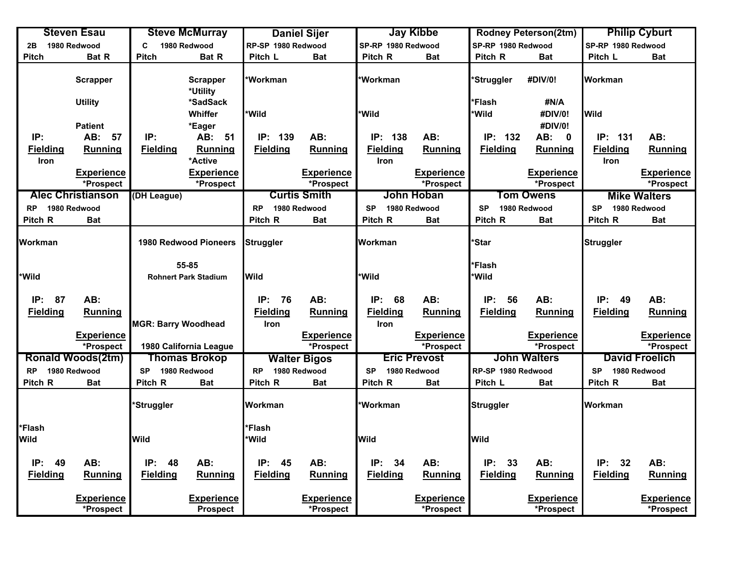| Steven Esau | Steve McMurray | Daniel Sijer | Jay Kibbe | Rodney Peterson(2tm) | Philip Cyburt |
|---|---|---|---|---|---|
| 2B 1980 Redwood | C 1980 Redwood | RP-SP 1980 Redwood | SP-RP 1980 Redwood | SP-RP 1980 Redwood | SP-RP 1980 Redwood |
| Pitch / Bat R | Pitch / Bat R | Pitch L / Bat | Pitch R / Bat | Pitch R / Bat | Pitch L / Bat |
| Scrapper | Scrapper | *Workman | *Workman | *Struggler #DIV/0! | Workman |
| | *Utility | | | | |
| Utility | *SadSack | | | *Flash #N/A | |
| | Whiffer | *Wild | *Wild | *Wild #DIV/0! | Wild |
| Patient | *Eager | | | #DIV/0! | |
| IP: / AB: 57 | IP: / AB: 51 | IP: 139 / AB: | IP: 138 / AB: | IP: 132 / AB: 0 | IP: 131 / AB: |
| Fielding / Running | Fielding / Running | Fielding / Running | Fielding / Running | Fielding / Running | Fielding / Running |
| Iron | *Active | | Iron | | Iron |
| Experience | Experience | Experience | Experience | Experience | Experience |
| *Prospect | *Prospect | *Prospect | *Prospect | *Prospect | *Prospect |

| Alec Christianson | (DH League) | Curtis Smith | John Hoban | Tom Owens | Mike Walters |
|---|---|---|---|---|---|
| RP 1980 Redwood | | RP 1980 Redwood | SP 1980 Redwood | SP 1980 Redwood | SP 1980 Redwood |
| Pitch R / Bat | | Pitch R / Bat | Pitch R / Bat | Pitch R / Bat | Pitch R / Bat |
| Workman | 1980 Redwood Pioneers | Struggler | Workman | *Star | Struggler |
| | 55-85 | | | *Flash | |
| *Wild | Rohnert Park Stadium | Wild | *Wild | *Wild | |
| IP: 87 / AB: | | IP: 76 / AB: | IP: 68 / AB: | IP: 56 / AB: | IP: 49 / AB: |
| Fielding / Running | | Fielding / Running | Fielding / Running | Fielding / Running | Fielding / Running |
| | MGR: Barry Woodhead | Iron | Iron | | |
| Experience | | Experience | Experience | Experience | Experience |
| *Prospect | 1980 California League | *Prospect | *Prospect | *Prospect | *Prospect |

| Ronald Woods(2tm) | Thomas Brokop | Walter Bigos | Eric Prevost | John Walters | David Froelich |
|---|---|---|---|---|---|
| RP 1980 Redwood | SP 1980 Redwood | RP 1980 Redwood | SP 1980 Redwood | RP-SP 1980 Redwood | SP 1980 Redwood |
| Pitch R / Bat | Pitch R / Bat | Pitch R / Bat | Pitch R / Bat | Pitch L / Bat | Pitch R / Bat |
| | *Struggler | Workman | *Workman | Struggler | Workman |
| *Flash | | *Flash | | | |
| Wild | Wild | *Wild | Wild | Wild | |
| IP: 49 / AB: | IP: 48 / AB: | IP: 45 / AB: | IP: 34 / AB: | IP: 33 / AB: | IP: 32 / AB: |
| Fielding / Running | Fielding / Running | Fielding / Running | Fielding / Running | Fielding / Running | Fielding / Running |
| Experience | Experience | Experience | Experience | Experience | Experience |
| *Prospect | Prospect | *Prospect | *Prospect | *Prospect | *Prospect |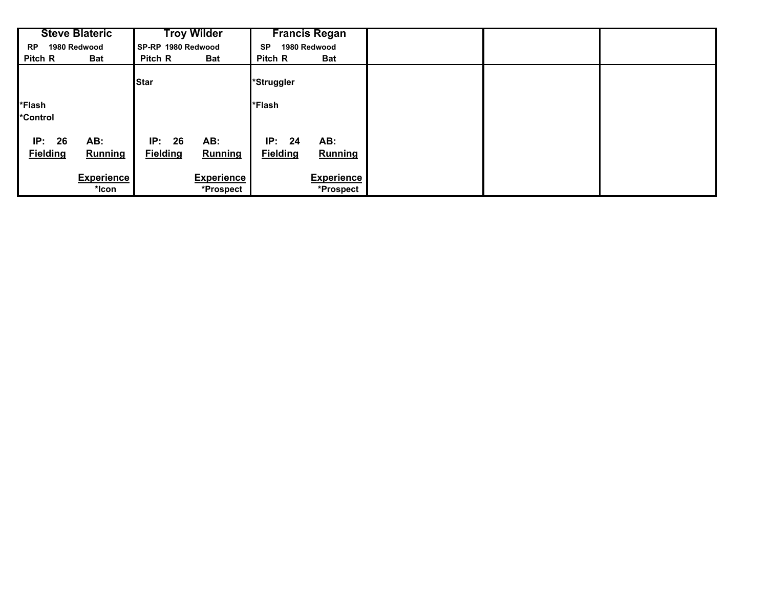| Steve Blateric | Troy Wilder | Francis Regan | | | |
|---|---|---|---|---|---|
| RP 1980 Redwood | SP-RP 1980 Redwood | SP 1980 Redwood | | | |
| Pitch R Bat | Pitch R Bat | Pitch R Bat | | | |
| | Star | *Struggler | | | |
| *Flash | | *Flash | | | |
| *Control | | | | | |
| IP: 26 AB: | IP: 26 AB: | IP: 24 AB: | | | |
| Fielding Running | Fielding Running | Fielding Running | | | |
| Experience | Experience | Experience | | | |
| *Icon | *Prospect | *Prospect | | | |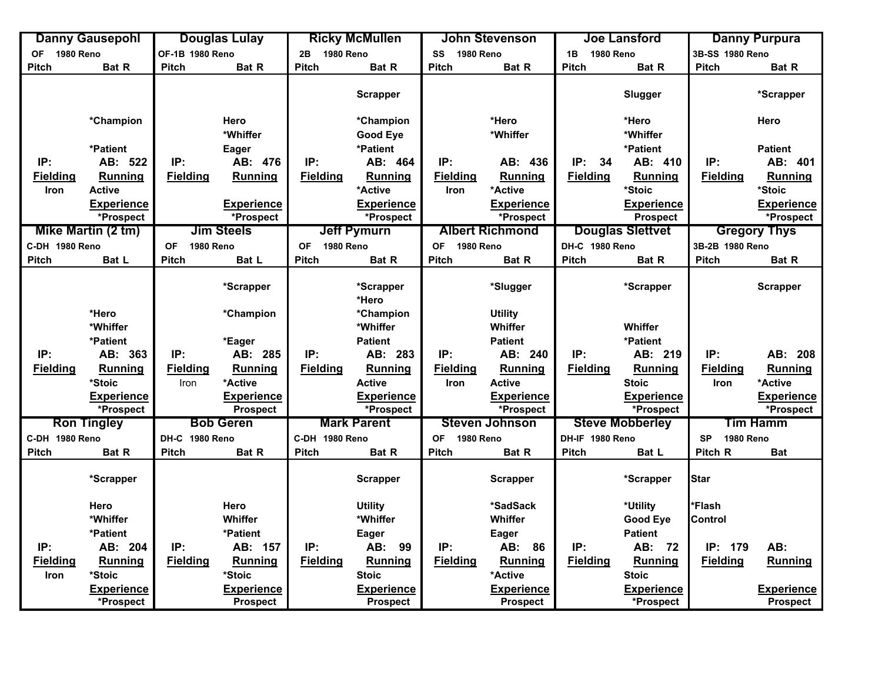| Danny Gausepohl | Douglas Lulay | Ricky McMullen | John Stevenson | Joe Lansford | Danny Purpura |
|---|---|---|---|---|---|
| OF 1980 Reno | OF-1B 1980 Reno | 2B 1980 Reno | SS 1980 Reno | 1B 1980 Reno | 3B-SS 1980 Reno |
| Pitch Bat R | Pitch Bat R | Pitch Bat R | Pitch Bat R | Pitch Bat R | Pitch Bat R |
| | | Scrapper | | Slugger | *Scrapper |
| *Champion | Hero | *Champion | *Hero | *Hero | Hero |
| | *Whiffer | Good Eye | *Whiffer | *Whiffer | |
| *Patient | Eager | *Patient | | *Patient | Patient |
| IP: AB: 522 | IP: AB: 476 | IP: AB: 464 | IP: AB: 436 | IP: 34 AB: 410 | IP: AB: 401 |
| Fielding Running | Fielding Running | Fielding Running | Fielding Running | Fielding Running | Fielding Running |
| Iron Active | | *Active | Iron *Active | *Stoic | *Stoic |
| Experience | Experience | Experience | Experience | Experience | Experience |
| *Prospect | *Prospect | *Prospect | *Prospect | Prospect | *Prospect |

| Mike Martin (2 tm) | Jim Steels | Jeff Pymurn | Albert Richmond | Douglas Slettvet | Gregory Thys |
|---|---|---|---|---|---|
| C-DH 1980 Reno | OF 1980 Reno | OF 1980 Reno | OF 1980 Reno | DH-C 1980 Reno | 3B-2B 1980 Reno |
| Pitch Bat L | Pitch Bat L | Pitch Bat R | Pitch Bat R | Pitch Bat R | Pitch Bat R |
| | *Scrapper | *Scrapper | *Slugger | *Scrapper | Scrapper |
| | | *Hero | | | |
| *Hero | *Champion | *Champion | Utility | | |
| *Whiffer | | *Whiffer | Whiffer | Whiffer | |
| *Patient | *Eager | Patient | Patient | *Patient | |
| IP: AB: 363 | IP: AB: 285 | IP: AB: 283 | IP: AB: 240 | IP: AB: 219 | IP: AB: 208 |
| Fielding Running | Fielding Running | Fielding Running | Fielding Running | Fielding Running | Fielding Running |
| *Stoic | Iron *Active | Active | Iron Active | Stoic | Iron *Active |
| Experience | Experience | Experience | Experience | Experience | Experience |
| *Prospect | Prospect | *Prospect | *Prospect | *Prospect | *Prospect |

| Ron Tingley | Bob Geren | Mark Parent | Steven Johnson | Steve Mobberley | Tim Hamm |
|---|---|---|---|---|---|
| C-DH 1980 Reno | DH-C 1980 Reno | C-DH 1980 Reno | OF 1980 Reno | DH-IF 1980 Reno | SP 1980 Reno |
| Pitch Bat R | Pitch Bat R | Pitch Bat R | Pitch Bat R | Pitch Bat L | Pitch R Bat |
| *Scrapper | | Scrapper | Scrapper | *Scrapper | Star |
| Hero | Hero | Utility | *SadSack | *Utility | *Flash |
| *Whiffer | Whiffer | *Whiffer | Whiffer | Good Eye | Control |
| *Patient | *Patient | Eager | Eager | Patient | |
| IP: AB: 204 | IP: AB: 157 | IP: AB: 99 | IP: AB: 86 | IP: AB: 72 | IP: 179 AB: |
| Fielding Running | Fielding Running | Fielding Running | Fielding Running | Fielding Running | Fielding Running |
| Iron *Stoic | *Stoic | Stoic | *Active | Stoic | |
| Experience | Experience | Experience | Experience | Experience | Experience |
| *Prospect | Prospect | Prospect | Prospect | *Prospect | Prospect |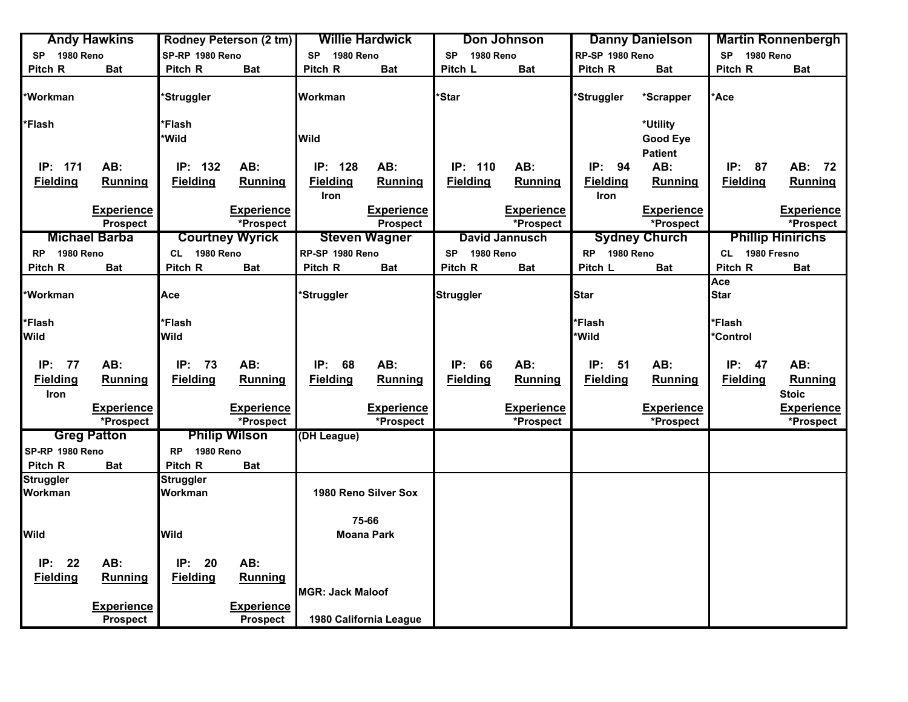| Andy Hawkins | Rodney Peterson (2 tm) | Willie Hardwick | Don Johnson | Danny Danielson | Martin Ronnenbergh |
|---|---|---|---|---|---|
| SP 1980 Reno | SP-RP 1980 Reno | SP 1980 Reno | SP 1980 Reno | RP-SP 1980 Reno | SP 1980 Reno |
| Pitch R Bat | Pitch R Bat | Pitch R Bat | Pitch L Bat | Pitch R Bat | Pitch R Bat |
| *Workman | *Struggler | Workman | *Star | *Struggler *Scrapper | *Ace |
| *Flash | *Flash *Wild | Wild | | *Utility Good Eye Patient | |
| IP: 171 AB: | IP: 132 AB: | IP: 128 AB: | IP: 110 AB: | IP: 94 AB: | IP: 87 AB: 72 |
| Fielding Running | Fielding Running | Fielding Running | Fielding Running | Fielding Running | Fielding Running |
| | | Iron | | Iron | |
| Experience Prospect | Experience *Prospect | Experience Prospect | Experience *Prospect | Experience *Prospect | Experience *Prospect |

| Michael Barba | Courtney Wyrick | Steven Wagner | David Jannusch | Sydney Church | Phillip Hinirichs |
|---|---|---|---|---|---|
| RP 1980 Reno | CL 1980 Reno | RP-SP 1980 Reno | SP 1980 Reno | RP 1980 Reno | CL 1980 Fresno |
| Pitch R Bat | Pitch R Bat | Pitch R Bat | Pitch R Bat | Pitch L Bat | Pitch R Bat |
| *Workman | Ace | *Struggler | Struggler | Star | Ace Star |
| *Flash Wild | *Flash Wild | | | *Flash *Wild | *Flash *Control |
| IP: 77 AB: | IP: 73 AB: | IP: 68 AB: | IP: 66 AB: | IP: 51 AB: | IP: 47 AB: |
| Fielding Running | Fielding Running | Fielding Running | Fielding Running | Fielding Running | Fielding Running |
| Iron | | | | | Stoic |
| Experience *Prospect | Experience *Prospect | Experience *Prospect | Experience *Prospect | Experience *Prospect | Experience *Prospect |

| Greg Patton | Philip Wilson | (DH League) | | | |
|---|---|---|---|---|---|
| SP-RP 1980 Reno | RP 1980 Reno | | | | |
| Pitch R Bat | Pitch R Bat | | | | |
| Struggler Workman | Struggler Workman | 1980 Reno Silver Sox | | | |
| Wild | Wild | 75-66 Moana Park | | | |
| IP: 22 AB: | IP: 20 AB: | | | | |
| Fielding Running | Fielding Running | MGR: Jack Maloof | | | |
| Experience Prospect | Experience Prospect | 1980 California League | | | |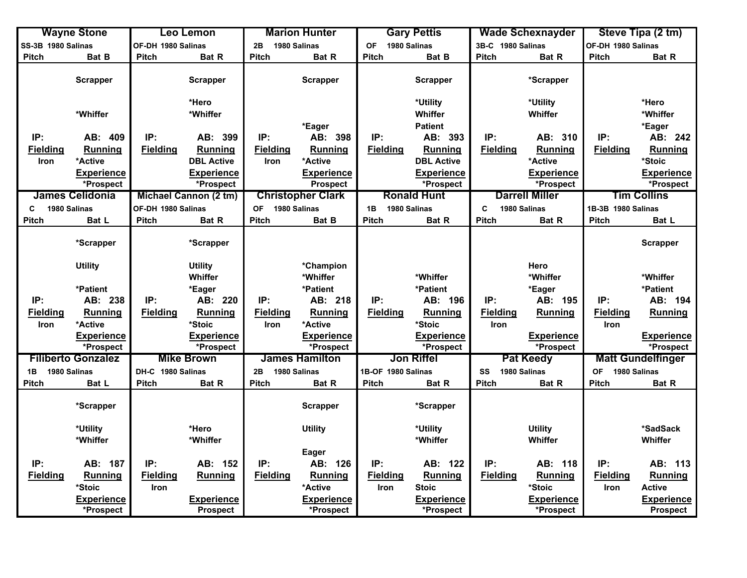| Wayne Stone | Leo Lemon | Marion Hunter | Gary Pettis | Wade Schexnayder | Steve Tipa (2 tm) |
|---|---|---|---|---|---|
| SS-3B 1980 Salinas | OF-DH 1980 Salinas | 2B 1980 Salinas | OF 1980 Salinas | 3B-C 1980 Salinas | OF-DH 1980 Salinas |
| Pitch / Bat B | Pitch / Bat R | Pitch / Bat R | Pitch / Bat B | Pitch / Bat R | Pitch / Bat R |
| Scrapper | Scrapper | Scrapper | Scrapper | *Scrapper | |
| | *Hero | | *Utility | *Utility | *Hero |
| *Whiffer | *Whiffer | | Whiffer | Whiffer | *Whiffer |
| | | *Eager | Patient | | *Eager |
| IP: / AB: 409 | IP: / AB: 399 | IP: / AB: 398 | IP: / AB: 393 | IP: / AB: 310 | IP: / AB: 242 |
| Fielding / Running | Fielding / Running | Fielding / Running | Fielding / Running | Fielding / Running | Fielding / Running |
| Iron / *Active | DBL Active | Iron / *Active | DBL Active | *Active | *Stoic |
| Experience | Experience | Experience | Experience | Experience | Experience |
| *Prospect | *Prospect | Prospect | *Prospect | *Prospect | *Prospect |

| James Celidonia | Michael Cannon (2 tm) | Christopher Clark | Ronald Hunt | Darrell Miller | Tim Collins |
|---|---|---|---|---|---|
| C 1980 Salinas | OF-DH 1980 Salinas | OF 1980 Salinas | 1B 1980 Salinas | C 1980 Salinas | 1B-3B 1980 Salinas |
| Pitch / Bat L | Pitch / Bat R | Pitch / Bat B | Pitch / Bat R | Pitch / Bat R | Pitch / Bat L |
| *Scrapper | *Scrapper | | | | Scrapper |
| Utility | Utility | *Champion | | Hero | |
| | Whiffer | *Whiffer | *Whiffer | *Whiffer | *Whiffer |
| *Patient | *Eager | *Patient | *Patient | *Eager | *Patient |
| IP: / AB: 238 | IP: / AB: 220 | IP: / AB: 218 | IP: / AB: 196 | IP: / AB: 195 | IP: / AB: 194 |
| Fielding / Running | Fielding / Running | Fielding / Running | Fielding / Running | Fielding / Running | Fielding / Running |
| Iron / *Active | *Stoic | Iron / *Active | *Stoic | Iron | Iron |
| Experience | Experience | Experience | Experience | Experience | Experience |
| *Prospect | *Prospect | *Prospect | *Prospect | *Prospect | *Prospect |

| Filiberto Gonzalez | Mike Brown | James Hamilton | Jon Riffel | Pat Keedy | Matt Gundelfinger |
|---|---|---|---|---|---|
| 1B 1980 Salinas | DH-C 1980 Salinas | 2B 1980 Salinas | 1B-OF 1980 Salinas | SS 1980 Salinas | OF 1980 Salinas |
| Pitch / Bat L | Pitch / Bat R | Pitch / Bat R | Pitch / Bat R | Pitch / Bat R | Pitch / Bat R |
| *Scrapper | | Scrapper | *Scrapper | | |
| *Utility | *Hero | Utility | *Utility | Utility | *SadSack |
| *Whiffer | *Whiffer | | *Whiffer | Whiffer | Whiffer |
| | | Eager | | | |
| IP: / AB: 187 | IP: / AB: 152 | IP: / AB: 126 | IP: / AB: 122 | IP: / AB: 118 | IP: / AB: 113 |
| Fielding / Running | Fielding / Running | Fielding / Running | Fielding / Running | Fielding / Running | Fielding / Running |
| *Stoic | Iron | *Active | Iron / Stoic | *Stoic | Iron / Active |
| Experience | Experience | Experience | Experience | Experience | Experience |
| *Prospect | Prospect | *Prospect | *Prospect | *Prospect | Prospect |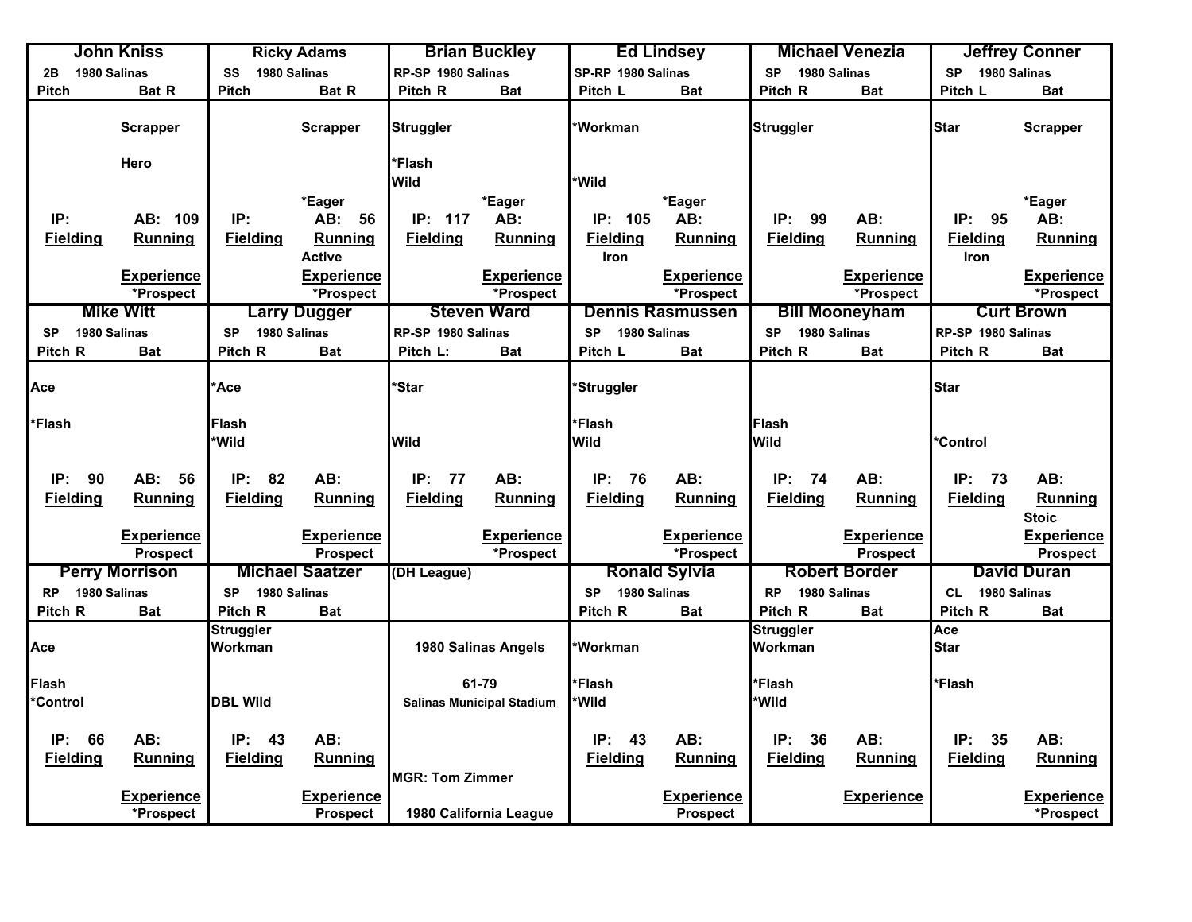| John Kniss | Ricky Adams | Brian Buckley | Ed Lindsey | Michael Venezia | Jeffrey Conner |
|---|---|---|---|---|---|
| 2B 1980 Salinas | SS 1980 Salinas | RP-SP 1980 Salinas | SP-RP 1980 Salinas | SP 1980 Salinas | SP 1980 Salinas |
| Pitch / Bat R | Pitch / Bat R | Pitch R / Bat | Pitch L / Bat | Pitch R / Bat | Pitch L / Bat |
| Scrapper | Scrapper | Struggler | *Workman | Struggler | Star / Scrapper |
| Hero | | *Flash | | | |
| | | Wild | *Wild | | |
| | *Eager | *Eager | *Eager | | *Eager |
| IP: / AB: 109 | IP: / AB: 56 | IP: 117 / AB: | IP: 105 / AB: | IP: 99 / AB: | IP: 95 / AB: |
| Fielding / Running | Fielding / Running | Fielding / Running | Fielding / Running | Fielding / Running | Fielding / Running |
| | Active | | Iron | | Iron |
| Experience | Experience | Experience | Experience | Experience | Experience |
| *Prospect | *Prospect | *Prospect | *Prospect | *Prospect | *Prospect |

| Mike Witt | Larry Dugger | Steven Ward | Dennis Rasmussen | Bill Mooneyham | Curt Brown |
|---|---|---|---|---|---|
| SP 1980 Salinas | SP 1980 Salinas | RP-SP 1980 Salinas | SP 1980 Salinas | SP 1980 Salinas | RP-SP 1980 Salinas |
| Pitch R / Bat | Pitch R / Bat | Pitch L: / Bat | Pitch L / Bat | Pitch R / Bat | Pitch R / Bat |
| Ace | *Ace | *Star | *Struggler | | Star |
| *Flash | Flash | | *Flash | Flash | |
| | *Wild | Wild | Wild | Wild | *Control |
| IP: 90 / AB: 56 | IP: 82 / AB: | IP: 77 / AB: | IP: 76 / AB: | IP: 74 / AB: | IP: 73 / AB: |
| Fielding / Running | Fielding / Running | Fielding / Running | Fielding / Running | Fielding / Running | Fielding / Running |
| | | | | | Stoic |
| Experience | Experience | Experience | Experience | Experience | Experience |
| Prospect | Prospect | *Prospect | *Prospect | Prospect | Prospect |

| Perry Morrison | Michael Saatzer | (DH League) | Ronald Sylvia | Robert Border | David Duran |
|---|---|---|---|---|---|
| RP 1980 Salinas | SP 1980 Salinas | | SP 1980 Salinas | RP 1980 Salinas | CL 1980 Salinas |
| Pitch R / Bat | Pitch R / Bat | | Pitch R / Bat | Pitch R / Bat | Pitch R / Bat |
| | Struggler | | | Struggler | Ace |
| Ace | Workman | 1980 Salinas Angels | *Workman | Workman | Star |
| Flash | | 61-79 | *Flash | *Flash | *Flash |
| *Control | DBL Wild | Salinas Municipal Stadium | *Wild | *Wild | |
| IP: 66 / AB: | IP: 43 / AB: | | IP: 43 / AB: | IP: 36 / AB: | IP: 35 / AB: |
| Fielding / Running | Fielding / Running | MGR: Tom Zimmer | Fielding / Running | Fielding / Running | Fielding / Running |
| Experience | Experience | | Experience | Experience | Experience |
| *Prospect | Prospect | 1980 California League | Prospect | | *Prospect |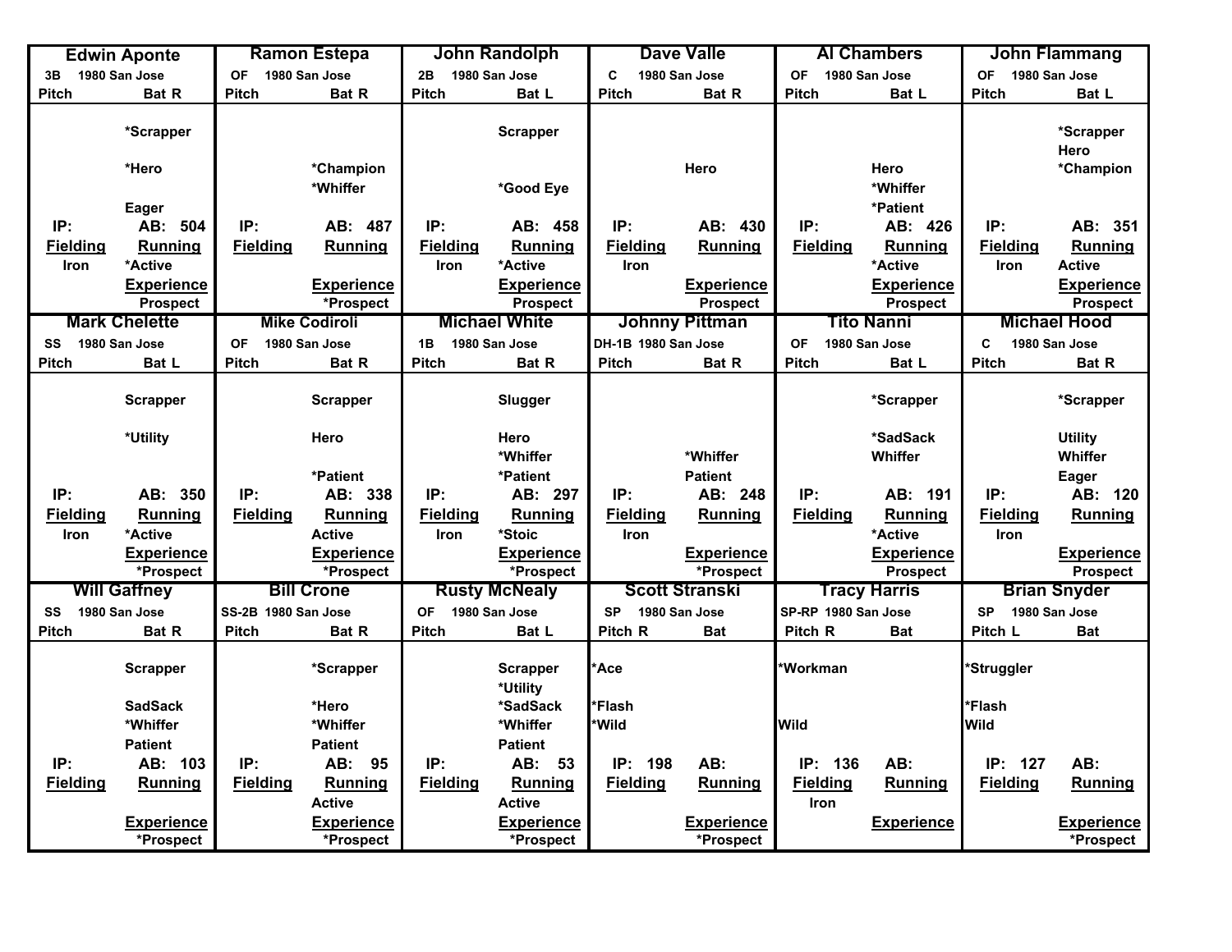| | Edwin Aponte | Ramon Estepa | John Randolph | Dave Valle | Al Chambers | John Flammang |
|---|---|---|---|---|---|---|
| Position | 3B 1980 San Jose | OF 1980 San Jose | 2B 1980 San Jose | C 1980 San Jose | OF 1980 San Jose | OF 1980 San Jose |
| Pitch | | | | | | |
| Bat | R | R | L | R | L | L |
| Traits | *Scrapper, *Hero, Eager | *Champion, *Whiffer | Scrapper, *Good Eye | Hero | Hero, *Whiffer, *Patient | *Scrapper, Hero, *Champion |
| IP: | | | | | | |
| AB: | 504 | 487 | 458 | 430 | 426 | 351 |
| Fielding | Iron | | Iron | Iron | | Iron |
| Running | *Active | | *Active | | *Active | Active |
| Experience | Prospect | *Prospect | Prospect | Prospect | Prospect | Prospect |

| | Mark Chelette | Mike Codiroli | Michael White | Johnny Pittman | Tito Nanni | Michael Hood |
|---|---|---|---|---|---|---|
| Position | SS 1980 San Jose | OF 1980 San Jose | 1B 1980 San Jose | DH-1B 1980 San Jose | OF 1980 San Jose | C 1980 San Jose |
| Pitch | | | | | | |
| Bat | L | R | R | R | L | R |
| Traits | Scrapper, *Utility | Scrapper, Hero, *Patient | Slugger, Hero, *Whiffer, *Patient | *Whiffer, Patient | *Scrapper, *SadSack, Whiffer | *Scrapper, Utility, Whiffer, Eager |
| IP: | | | | | | |
| AB: | 350 | 338 | 297 | 248 | 191 | 120 |
| Fielding | Iron | | Iron | Iron | | Iron |
| Running | *Active | Active | *Stoic | | *Active | |
| Experience | *Prospect | *Prospect | *Prospect | *Prospect | Prospect | Prospect |

| | Will Gaffney | Bill Crone | Rusty McNealy | Scott Stranski | Tracy Harris | Brian Snyder |
|---|---|---|---|---|---|---|
| Position | SS 1980 San Jose | SS-2B 1980 San Jose | OF 1980 San Jose | SP 1980 San Jose | SP-RP 1980 San Jose | SP 1980 San Jose |
| Pitch | | | | R | R | L |
| Bat | R | R | L | | | |
| Traits | Scrapper, SadSack, *Whiffer, Patient | *Scrapper, *Hero, *Whiffer, Patient | Scrapper, *Utility, *SadSack, *Whiffer, Patient | *Ace, *Flash, *Wild | *Workman, Wild | *Struggler, *Flash, Wild |
| IP: | | | | 198 | 136 | 127 |
| AB: | 103 | 95 | 53 | | | |
| Fielding | | | | | Iron | |
| Running | | Active | Active | | | |
| Experience | *Prospect | *Prospect | *Prospect | *Prospect | | *Prospect |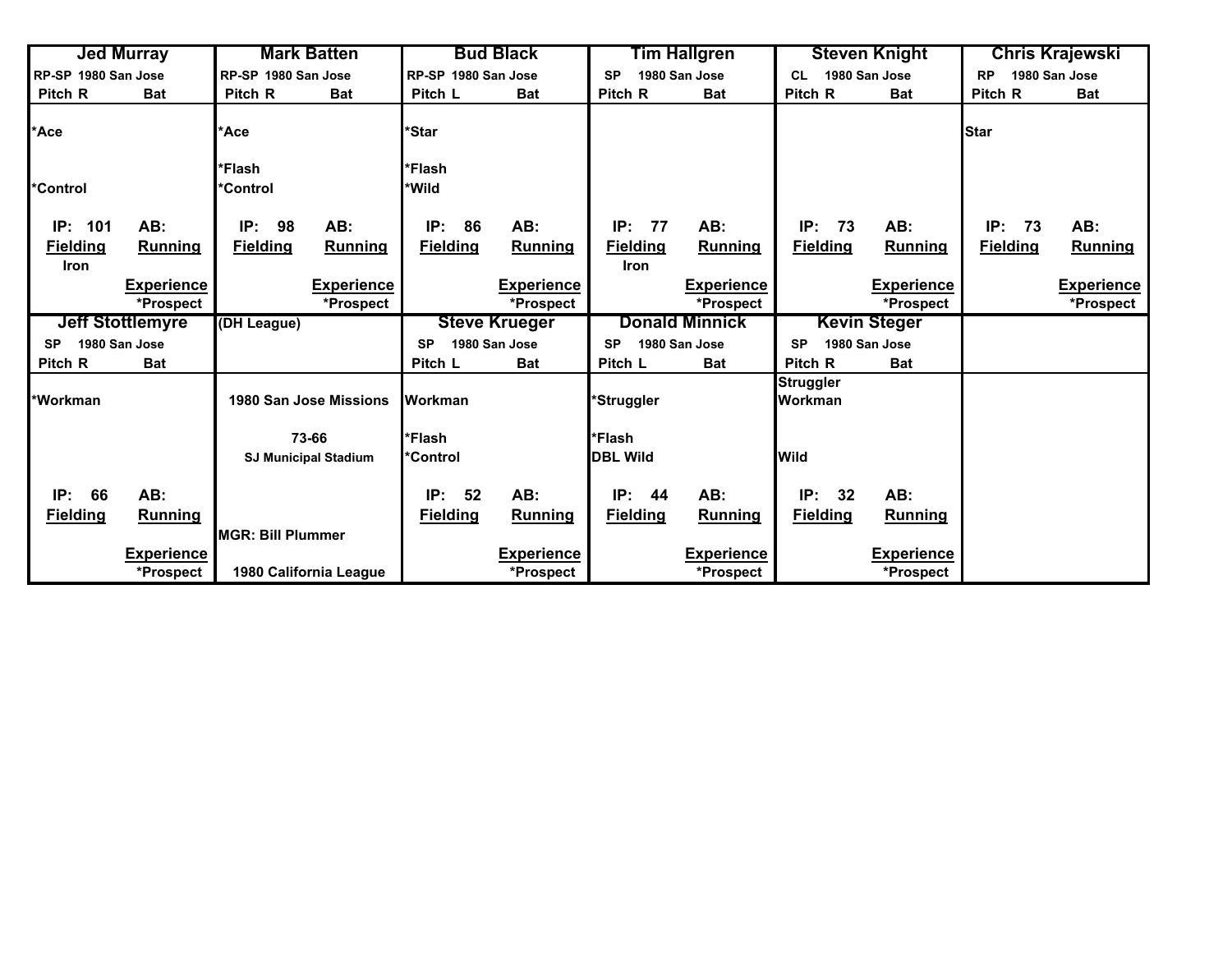| Jed Murray | Mark Batten | Bud Black | Tim Hallgren | Steven Knight | Chris Krajewski |
|---|---|---|---|---|---|
| RP-SP 1980 San Jose | RP-SP 1980 San Jose | RP-SP 1980 San Jose | SP 1980 San Jose | CL 1980 San Jose | RP 1980 San Jose |
| Pitch R Bat | Pitch R Bat | Pitch L Bat | Pitch R Bat | Pitch R Bat | Pitch R Bat |
| *Ace | *Ace | *Star | | | Star |
| | *Flash | *Flash | | | |
| *Control | *Control | *Wild | | | |
| IP: 101 AB: | IP: 98 AB: | IP: 86 AB: | IP: 77 AB: | IP: 73 AB: | IP: 73 AB: |
| Fielding Running | Fielding Running | Fielding Running | Fielding Running | Fielding Running | Fielding Running |
| Iron | | | Iron | | |
| Experience | Experience | Experience | Experience | Experience | Experience |
| *Prospect | *Prospect | *Prospect | *Prospect | *Prospect | *Prospect |

| Jeff Stottlemyre | (DH League) | Steve Krueger | Donald Minnick | Kevin Steger | |
|---|---|---|---|---|---|
| SP 1980 San Jose | | SP 1980 San Jose | SP 1980 San Jose | SP 1980 San Jose | |
| Pitch R Bat | | Pitch L Bat | Pitch L Bat | Pitch R Bat | |
| | | | | Struggler | |
| *Workman | 1980 San Jose Missions | Workman | *Struggler | Workman | |
| | 73-66 | *Flash | *Flash | | |
| | SJ Municipal Stadium | *Control | DBL Wild | Wild | |
| IP: 66 AB: | | IP: 52 AB: | IP: 44 AB: | IP: 32 AB: | |
| Fielding Running | | Fielding Running | Fielding Running | Fielding Running | |
| | MGR: Bill Plummer | | | | |
| Experience | | Experience | Experience | Experience | |
| *Prospect | 1980 California League | *Prospect | *Prospect | *Prospect | |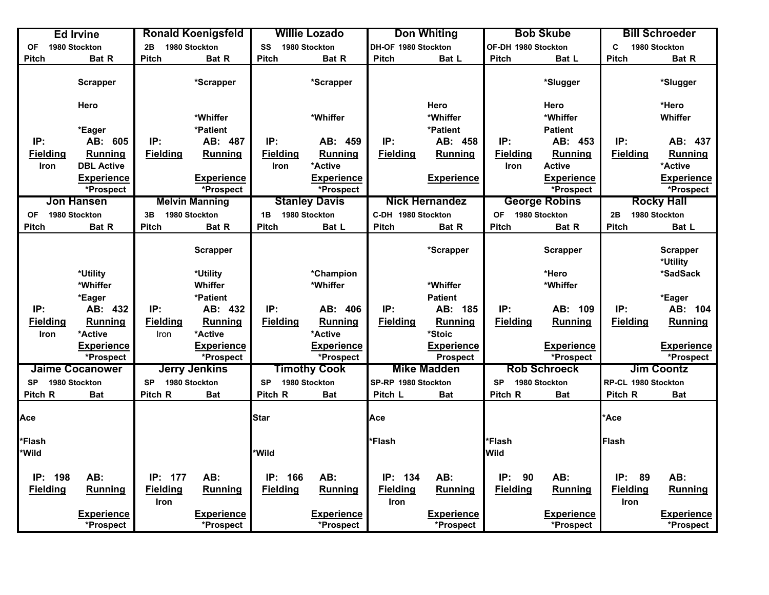| Ed Irvine | Ronald Koenigsfeld | Willie Lozado | Don Whiting | Bob Skube | Bill Schroeder |
|---|---|---|---|---|---|
| OF 1980 Stockton | 2B 1980 Stockton | SS 1980 Stockton | DH-OF 1980 Stockton | OF-DH 1980 Stockton | C 1980 Stockton |
| Pitch / Bat R | Pitch / Bat R | Pitch / Bat R | Pitch / Bat L | Pitch / Bat L | Pitch / Bat R |
| Scrapper | *Scrapper | *Scrapper | | *Slugger | *Slugger |
| Hero | | | Hero | Hero | *Hero |
| | *Whiffer | *Whiffer | *Whiffer | *Whiffer | Whiffer |
| *Eager | *Patient | | *Patient | Patient | |
| IP: / AB: 605 | IP: / AB: 487 | IP: / AB: 459 | IP: / AB: 458 | IP: / AB: 453 | IP: / AB: 437 |
| Fielding: Iron / Running: DBL Active | Fielding: / Running: | Fielding: Iron / Running: *Active | Fielding: / Running: | Fielding: Iron / Running: Active | Fielding: / Running: *Active |
| Experience: *Prospect | Experience: *Prospect | Experience: *Prospect | Experience: | Experience: *Prospect | Experience: *Prospect |

| Jon Hansen | Melvin Manning | Stanley Davis | Nick Hernandez | George Robins | Rocky Hall |
|---|---|---|---|---|---|
| OF 1980 Stockton | 3B 1980 Stockton | 1B 1980 Stockton | C-DH 1980 Stockton | OF 1980 Stockton | 2B 1980 Stockton |
| Pitch / Bat R | Pitch / Bat R | Pitch / Bat L | Pitch / Bat R | Pitch / Bat R | Pitch / Bat L |
| | Scrapper | | *Scrapper | Scrapper | Scrapper |
| | | | | | *Utility |
| *Utility | *Utility | *Champion | | *Hero | *SadSack |
| *Whiffer | Whiffer | *Whiffer | *Whiffer | *Whiffer | |
| *Eager | *Patient | | Patient | | *Eager |
| IP: / AB: 432 | IP: / AB: 432 | IP: / AB: 406 | IP: / AB: 185 | IP: / AB: 109 | IP: / AB: 104 |
| Fielding: Iron / Running: *Active | Fielding: Iron / Running: *Active | Fielding: / Running: *Active | Fielding: / Running: *Stoic | Fielding: / Running: | Fielding: / Running: |
| Experience: *Prospect | Experience: *Prospect | Experience: *Prospect | Experience: Prospect | Experience: *Prospect | Experience: *Prospect |

| Jaime Cocanower | Jerry Jenkins | Timothy Cook | Mike Madden | Rob Schroeck | Jim Coontz |
|---|---|---|---|---|---|
| SP 1980 Stockton | SP 1980 Stockton | SP 1980 Stockton | SP-RP 1980 Stockton | SP 1980 Stockton | RP-CL 1980 Stockton |
| Pitch R / Bat | Pitch R / Bat | Pitch R / Bat | Pitch L / Bat | Pitch R / Bat | Pitch R / Bat |
| Ace | | Star | Ace | | *Ace |
| *Flash | | | *Flash | *Flash | Flash |
| *Wild | | *Wild | | Wild | |
| IP: 198 / AB: | IP: 177 / AB: | IP: 166 / AB: | IP: 134 / AB: | IP: 90 / AB: | IP: 89 / AB: |
| Fielding: / Running: | Fielding: Iron / Running: | Fielding: / Running: | Fielding: Iron / Running: | Fielding: / Running: | Fielding: Iron / Running: |
| Experience: *Prospect | Experience: *Prospect | Experience: *Prospect | Experience: *Prospect | Experience: *Prospect | Experience: *Prospect |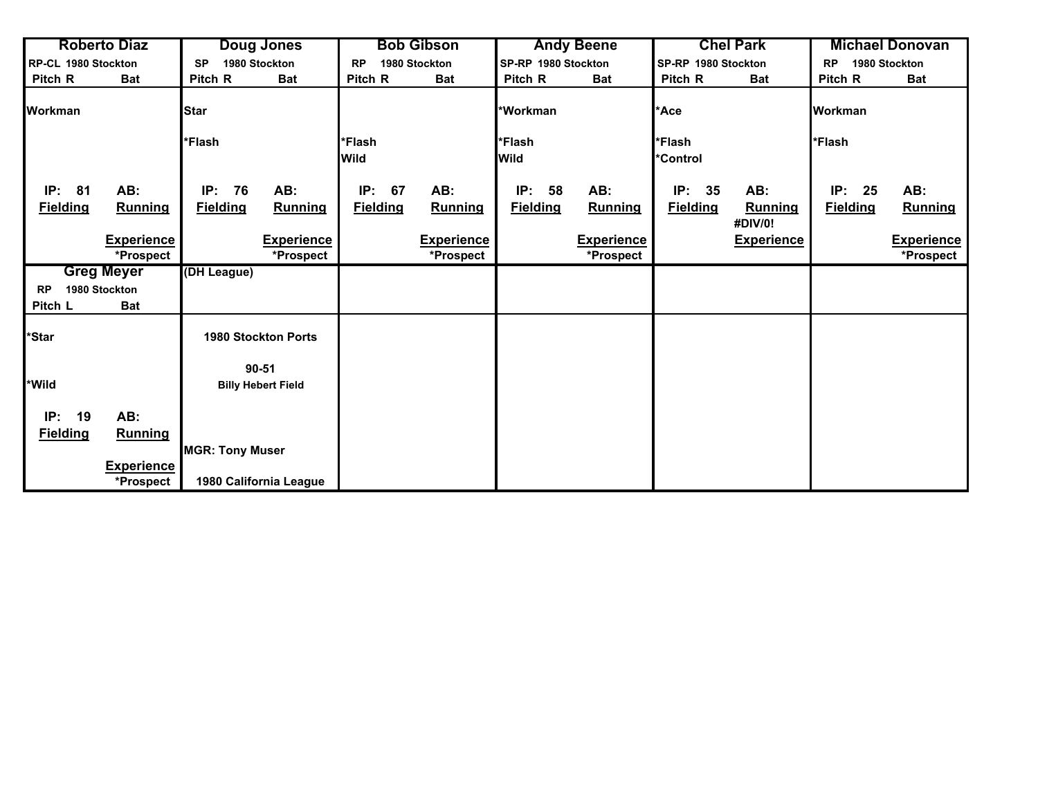| Roberto Diaz | Doug Jones | Bob Gibson | Andy Beene | Chel Park | Michael Donovan |
|---|---|---|---|---|---|
| RP-CL 1980 Stockton | SP 1980 Stockton | RP 1980 Stockton | SP-RP 1980 Stockton | SP-RP 1980 Stockton | RP 1980 Stockton |
| Pitch R Bat | Pitch R Bat | Pitch R Bat | Pitch R Bat | Pitch R Bat | Pitch R Bat |
| Workman | Star | | *Workman | *Ace | Workman |
| | *Flash | *Flash | *Flash | *Flash | *Flash |
| | | Wild | Wild | *Control | |
| IP: 81 AB: | IP: 76 AB: | IP: 67 AB: | IP: 58 AB: | IP: 35 AB: | IP: 25 AB: |
| Fielding Running | Fielding Running | Fielding Running | Fielding Running | Fielding Running | Fielding Running |
| | | | | #DIV/0! | |
| Experience | Experience | Experience | Experience | Experience | Experience |
| *Prospect | *Prospect | *Prospect | *Prospect | | *Prospect |

| Greg Meyer | (DH League) |
|---|---|
| RP 1980 Stockton | |
| Pitch L Bat | |
| *Star | 1980 Stockton Ports |
| | 90-51 |
| *Wild | Billy Hebert Field |
| IP: 19 AB: | |
| Fielding Running | |
| | MGR: Tony Muser |
| Experience | |
| *Prospect | 1980 California League |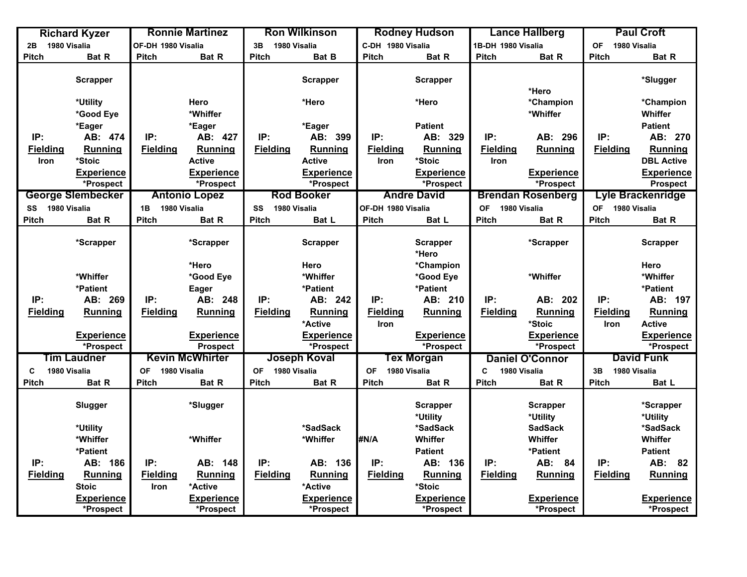| Richard Kyzer | | Ronnie Martinez | | Ron Wilkinson | | Rodney Hudson | | Lance Hallberg | | Paul Croft | |
|---|---|---|---|---|---|---|---|---|---|---|---|
| 2B 1980 Visalia | | OF-DH 1980 Visalia | | 3B 1980 Visalia | | C-DH 1980 Visalia | | 1B-DH 1980 Visalia | | OF 1980 Visalia | |
| Pitch | Bat R | Pitch | Bat R | Pitch | Bat B | Pitch | Bat R | Pitch | Bat R | Pitch | Bat R |
| | Scrapper | | | | Scrapper | | Scrapper | | | | *Slugger |
| | | | | | | | | | *Hero | | |
| | *Utility | | Hero | | *Hero | | *Hero | | *Champion | | *Champion |
| | *Good Eye | | *Whiffer | | | | | | *Whiffer | | Whiffer |
| | *Eager | | *Eager | | *Eager | | Patient | | | | Patient |
| IP: | AB: 474 | IP: | AB: 427 | IP: | AB: 399 | IP: | AB: 329 | IP: | AB: 296 | IP: | AB: 270 |
| Fielding | Running | Fielding | Running | Fielding | Running | Fielding | Running | Fielding | Running | Fielding | Running |
| Iron | *Stoic | | Active | | Active | Iron | *Stoic | Iron | | | DBL Active |
| | Experience | | Experience | | Experience | | Experience | | Experience | | Experience |
| | *Prospect | | *Prospect | | *Prospect | | *Prospect | | *Prospect | | Prospect |

| George Slembecker | | Antonio Lopez | | Rod Booker | | Andre David | | Brendan Rosenberg | | Lyle Brackenridge | |
|---|---|---|---|---|---|---|---|---|---|---|---|
| SS 1980 Visalia | | 1B 1980 Visalia | | SS 1980 Visalia | | OF-DH 1980 Visalia | | OF 1980 Visalia | | OF 1980 Visalia | |
| Pitch | Bat R | Pitch | Bat R | Pitch | Bat L | Pitch | Bat L | Pitch | Bat R | Pitch | Bat R |
| | *Scrapper | | *Scrapper | | Scrapper | | Scrapper | | *Scrapper | | Scrapper |
| | | | | | | | *Hero | | | | |
| | | | *Hero | | Hero | | *Champion | | | | Hero |
| | *Whiffer | | *Good Eye | | *Whiffer | | *Good Eye | | *Whiffer | | *Whiffer |
| | *Patient | | Eager | | *Patient | | *Patient | | | | *Patient |
| IP: | AB: 269 | IP: | AB: 248 | IP: | AB: 242 | IP: | AB: 210 | IP: | AB: 202 | IP: | AB: 197 |
| Fielding | Running | Fielding | Running | Fielding | Running | Fielding | Running | Fielding | Running | Fielding | Running |
| | | | | | *Active | Iron | | | *Stoic | Iron | Active |
| | Experience | | Experience | | Experience | | Experience | | Experience | | Experience |
| | *Prospect | | Prospect | | *Prospect | | *Prospect | | *Prospect | | *Prospect |

| Tim Laudner | | Kevin McWhirter | | Joseph Koval | | Tex Morgan | | Daniel O'Connor | | David Funk | |
|---|---|---|---|---|---|---|---|---|---|---|---|
| C 1980 Visalia | | OF 1980 Visalia | | OF 1980 Visalia | | OF 1980 Visalia | | C 1980 Visalia | | 3B 1980 Visalia | |
| Pitch | Bat R | Pitch | Bat R | Pitch | Bat R | Pitch | Bat R | Pitch | Bat R | Pitch | Bat L |
| | Slugger | | *Slugger | | | | Scrapper | | Scrapper | | *Scrapper |
| | | | | | | | *Utility | | *Utility | | *Utility |
| | *Utility | | | | *SadSack | | *SadSack | | SadSack | | *SadSack |
| | *Whiffer | | *Whiffer | | *Whiffer | #N/A | Whiffer | | Whiffer | | Whiffer |
| | *Patient | | | | | | Patient | | *Patient | | Patient |
| IP: | AB: 186 | IP: | AB: 148 | IP: | AB: 136 | IP: | AB: 136 | IP: | AB: 84 | IP: | AB: 82 |
| Fielding | Running | Fielding | Running | Fielding | Running | Fielding | Running | Fielding | Running | Fielding | Running |
| | Stoic | Iron | *Active | | *Active | | *Stoic | | | | |
| | Experience | | Experience | | Experience | | Experience | | Experience | | Experience |
| | *Prospect | | *Prospect | | *Prospect | | *Prospect | | *Prospect | | *Prospect |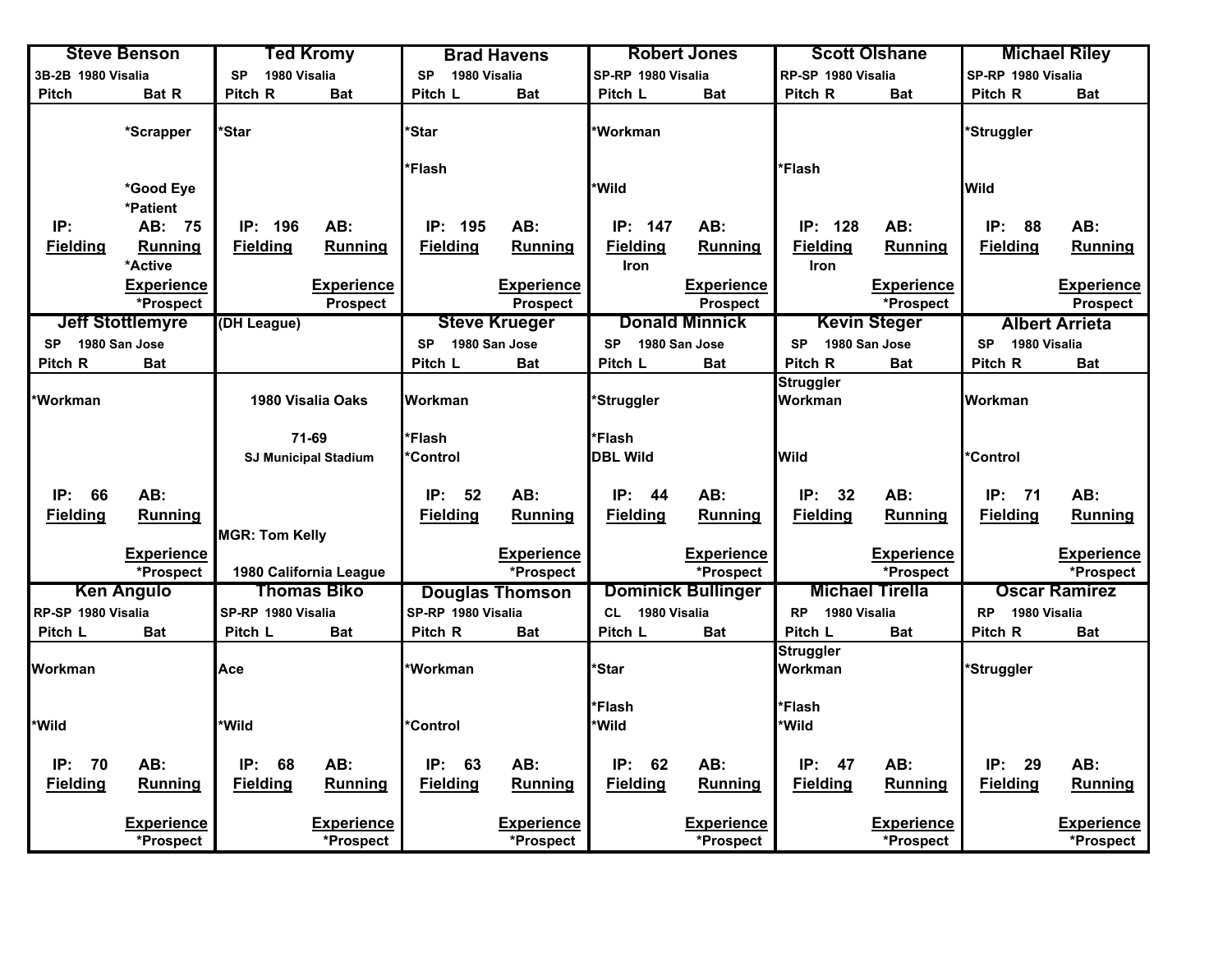| Steve Benson | Ted Kromy | Brad Havens | Robert Jones | Scott Olshane | Michael Riley |
|---|---|---|---|---|---|
| 3B-2B 1980 Visalia | SP 1980 Visalia | SP 1980 Visalia | SP-RP 1980 Visalia | RP-SP 1980 Visalia | SP-RP 1980 Visalia |
| Pitch / Bat R | Pitch R / Bat | Pitch L / Bat | Pitch L / Bat | Pitch R / Bat | Pitch R / Bat |
| *Scrapper | *Star | *Star | *Workman | | *Struggler |
| | | *Flash | | *Flash | |
| *Good Eye *Patient | | | *Wild | | Wild |
| IP: / AB: 75 | IP: 196 / AB: | IP: 195 / AB: | IP: 147 / AB: | IP: 128 / AB: | IP: 88 / AB: |
| Fielding / Running *Active | Fielding / Running | Fielding / Running | Fielding Iron / Running | Fielding Iron / Running | Fielding / Running |
| Experience *Prospect | Experience Prospect | Experience Prospect | Experience Prospect | Experience *Prospect | Experience Prospect |

| Jeff Stottlemyre | (DH League) | Steve Krueger | Donald Minnick | Kevin Steger | Albert Arrieta |
|---|---|---|---|---|---|
| SP 1980 San Jose | | SP 1980 San Jose | SP 1980 San Jose | SP 1980 San Jose | SP 1980 Visalia |
| Pitch R / Bat | | Pitch L / Bat | Pitch L / Bat | Pitch R / Bat | Pitch R / Bat |
| *Workman | 1980 Visalia Oaks | Workman | *Struggler | Struggler Workman | Workman |
| | 71-69 SJ Municipal Stadium | *Flash *Control | *Flash DBL Wild | Wild | *Control |
| IP: 66 / AB: | | IP: 52 / AB: | IP: 44 / AB: | IP: 32 / AB: | IP: 71 / AB: |
| Fielding / Running | MGR: Tom Kelly | Fielding / Running | Fielding / Running | Fielding / Running | Fielding / Running |
| Experience *Prospect | 1980 California League | Experience *Prospect | Experience Prospect | Experience *Prospect | Experience *Prospect |

| Ken Angulo | Thomas Biko | Douglas Thomson | Dominick Bullinger | Michael Tirella | Oscar Ramirez |
|---|---|---|---|---|---|
| RP-SP 1980 Visalia | SP-RP 1980 Visalia | SP-RP 1980 Visalia | CL 1980 Visalia | RP 1980 Visalia | RP 1980 Visalia |
| Pitch L / Bat | Pitch L / Bat | Pitch R / Bat | Pitch L / Bat | Pitch L / Bat | Pitch R / Bat |
| Workman | Ace | *Workman | *Star | Struggler Workman | *Struggler |
| | | | *Flash | *Flash | |
| *Wild | *Wild | *Control | *Wild | *Wild | |
| IP: 70 / AB: | IP: 68 / AB: | IP: 63 / AB: | IP: 62 / AB: | IP: 47 / AB: | IP: 29 / AB: |
| Fielding / Running | Fielding / Running | Fielding / Running | Fielding / Running | Fielding / Running | Fielding / Running |
| Experience *Prospect | Experience *Prospect | Experience *Prospect | Experience *Prospect | Experience *Prospect | Experience *Prospect |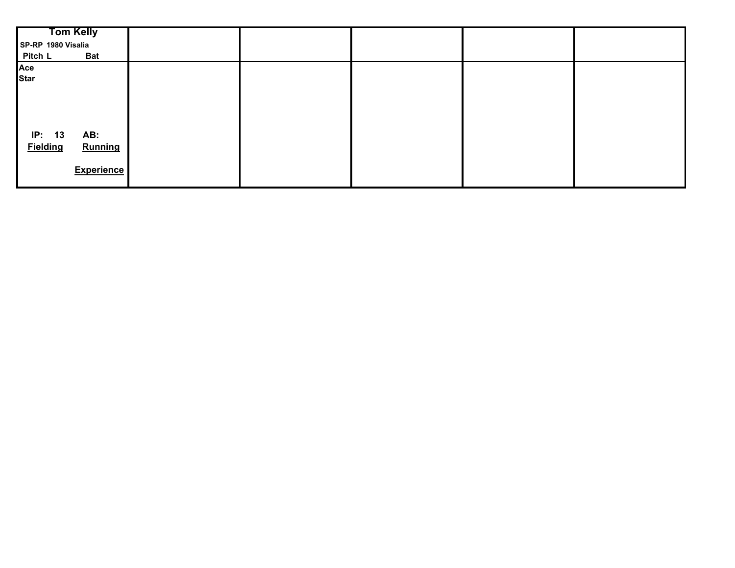| | | | | | |
|---|---|---|---|---|---|
| **Tom Kelly**<br>**SP-RP 1980 Visalia**<br>**Pitch L** **Bat** | | | | | |
| **Ace**<br>**Star**<br><br>**IP: 13** **AB:**<br>**Fielding** **Running**<br><br>**Experience** | | | | | |